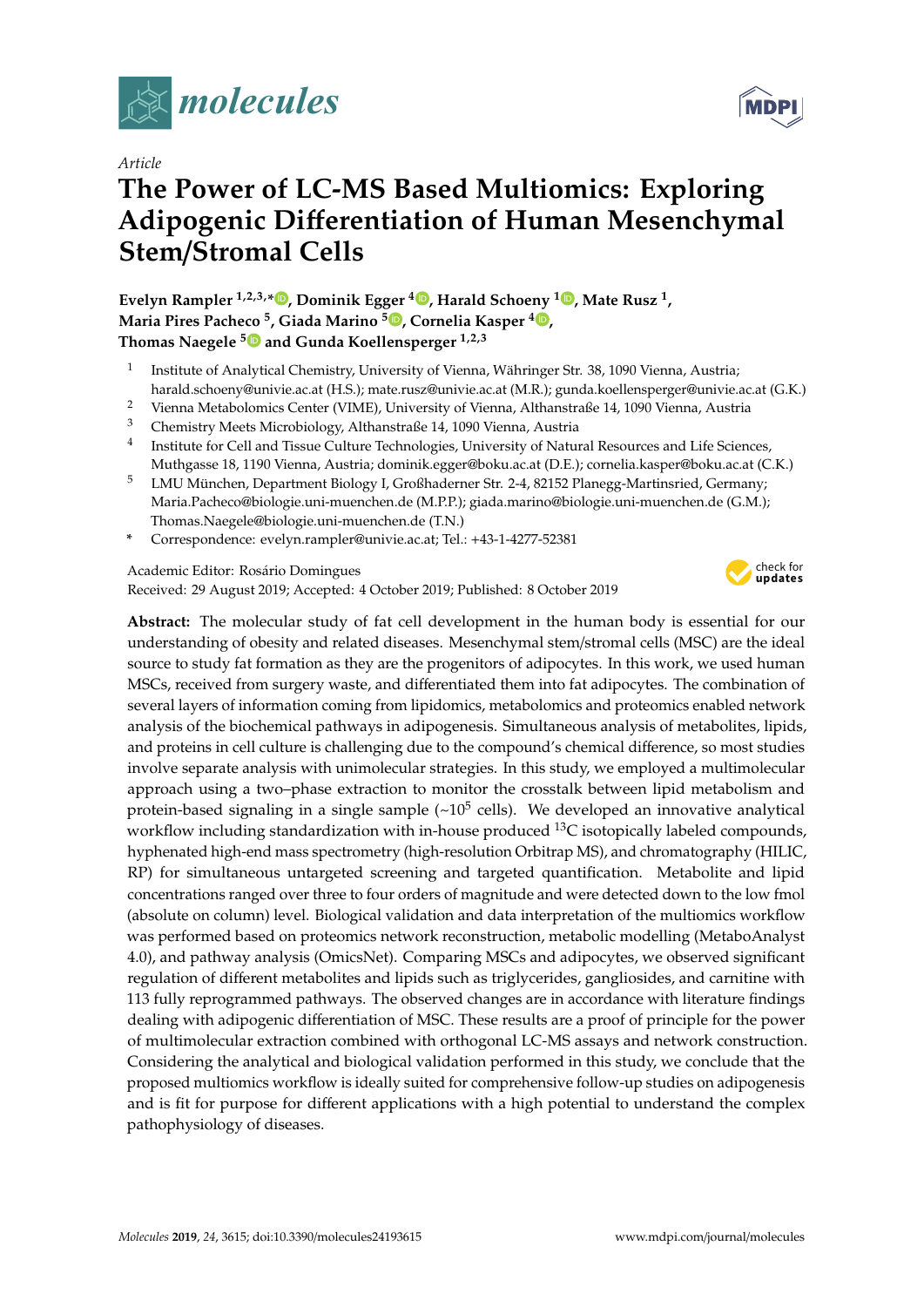*Article*

# The Power of LC-MS Based Multiomics: Exploring Adipogenic Differentiation of Human Mesenchymal Stem/Stromal Cells

**Evelyn Rampler [1,2,3,*], Dominik Egger [4], Harald Schoeny [1], Mate Rusz [1], Maria Pires Pacheco [5], Giada Marino [5], Cornelia Kasper [4], Thomas Naegele [5] and Gunda Koellensperger [1,2,3]**

1. Institute of Analytical Chemistry, University of Vienna, Währinger Str. 38, 1090 Vienna, Austria; harald.schoeny@univie.ac.at (H.S.); mate.rusz@univie.ac.at (M.R.); gunda.koellensperger@univie.ac.at (G.K.)
2. Vienna Metabolomics Center (VIME), University of Vienna, Althanstraße 14, 1090 Vienna, Austria
3. Chemistry Meets Microbiology, Althanstraße 14, 1090 Vienna, Austria
4. Institute for Cell and Tissue Culture Technologies, University of Natural Resources and Life Sciences, Muthgasse 18, 1190 Vienna, Austria; dominik.egger@boku.ac.at (D.E.); cornelia.kasper@boku.ac.at (C.K.)
5. LMU München, Department Biology I, Großhaderner Str. 2-4, 82152 Planegg-Martinsried, Germany; Maria.Pacheco@biologie.uni-muenchen.de (M.P.P.); giada.marino@biologie.uni-muenchen.de (G.M.); Thomas.Naegele@biologie.uni-muenchen.de (T.N.)

\* Correspondence: evelyn.rampler@univie.ac.at; Tel.: +43-1-4277-52381

Academic Editor: Rosário Domingues
Received: 29 August 2019; Accepted: 4 October 2019; Published: 8 October 2019

**Abstract:** The molecular study of fat cell development in the human body is essential for our understanding of obesity and related diseases. Mesenchymal stem/stromal cells (MSC) are the ideal source to study fat formation as they are the progenitors of adipocytes. In this work, we used human MSCs, received from surgery waste, and differentiated them into fat adipocytes. The combination of several layers of information coming from lipidomics, metabolomics and proteomics enabled network analysis of the biochemical pathways in adipogenesis. Simultaneous analysis of metabolites, lipids, and proteins in cell culture is challenging due to the compound's chemical difference, so most studies involve separate analysis with unimolecular strategies. In this study, we employed a multimolecular approach using a two–phase extraction to monitor the crosstalk between lipid metabolism and protein-based signaling in a single sample (~$10^5$ cells). We developed an innovative analytical workflow including standardization with in-house produced $^{13}$C isotopically labeled compounds, hyphenated high-end mass spectrometry (high-resolution Orbitrap MS), and chromatography (HILIC, RP) for simultaneous untargeted screening and targeted quantification. Metabolite and lipid concentrations ranged over three to four orders of magnitude and were detected down to the low fmol (absolute on column) level. Biological validation and data interpretation of the multiomics workflow was performed based on proteomics network reconstruction, metabolic modelling (MetaboAnalyst 4.0), and pathway analysis (OmicsNet). Comparing MSCs and adipocytes, we observed significant regulation of different metabolites and lipids such as triglycerides, gangliosides, and carnitine with 113 fully reprogrammed pathways. The observed changes are in accordance with literature findings dealing with adipogenic differentiation of MSC. These results are a proof of principle for the power of multimolecular extraction combined with orthogonal LC-MS assays and network construction. Considering the analytical and biological validation performed in this study, we conclude that the proposed multiomics workflow is ideally suited for comprehensive follow-up studies on adipogenesis and is fit for purpose for different applications with a high potential to understand the complex pathophysiology of diseases.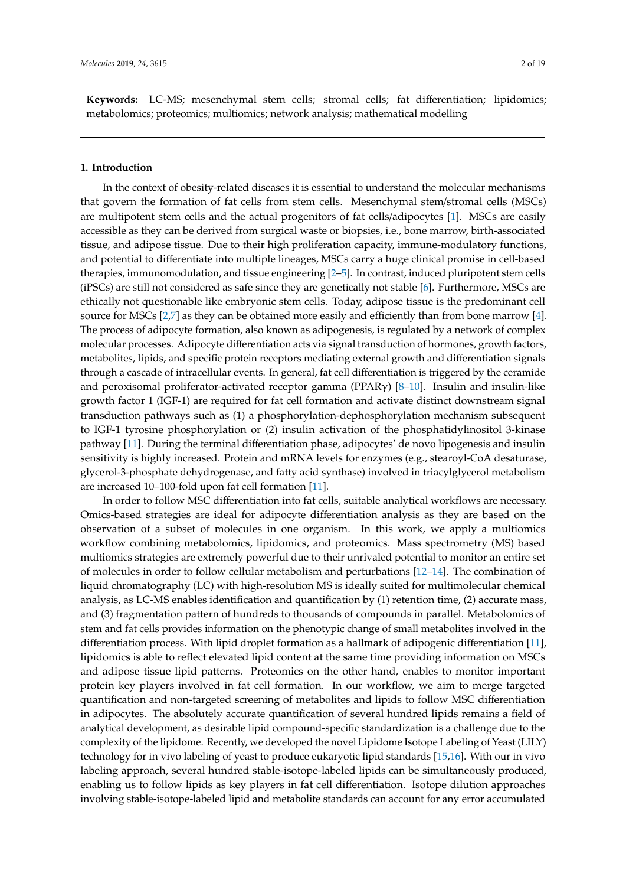**Keywords:** LC-MS; mesenchymal stem cells; stromal cells; fat differentiation; lipidomics; metabolomics; proteomics; multiomics; network analysis; mathematical modelling

## 1. Introduction

In the context of obesity-related diseases it is essential to understand the molecular mechanisms that govern the formation of fat cells from stem cells. Mesenchymal stem/stromal cells (MSCs) are multipotent stem cells and the actual progenitors of fat cells/adipocytes [1]. MSCs are easily accessible as they can be derived from surgical waste or biopsies, i.e., bone marrow, birth-associated tissue, and adipose tissue. Due to their high proliferation capacity, immune-modulatory functions, and potential to differentiate into multiple lineages, MSCs carry a huge clinical promise in cell-based therapies, immunomodulation, and tissue engineering [2–5]. In contrast, induced pluripotent stem cells (iPSCs) are still not considered as safe since they are genetically not stable [6]. Furthermore, MSCs are ethically not questionable like embryonic stem cells. Today, adipose tissue is the predominant cell source for MSCs [2,7] as they can be obtained more easily and efficiently than from bone marrow [4]. The process of adipocyte formation, also known as adipogenesis, is regulated by a network of complex molecular processes. Adipocyte differentiation acts via signal transduction of hormones, growth factors, metabolites, lipids, and specific protein receptors mediating external growth and differentiation signals through a cascade of intracellular events. In general, fat cell differentiation is triggered by the ceramide and peroxisomal proliferator-activated receptor gamma (PPAR$\gamma$) [8–10]. Insulin and insulin-like growth factor 1 (IGF-1) are required for fat cell formation and activate distinct downstream signal transduction pathways such as (1) a phosphorylation-dephosphorylation mechanism subsequent to IGF-1 tyrosine phosphorylation or (2) insulin activation of the phosphatidylinositol 3-kinase pathway [11]. During the terminal differentiation phase, adipocytes' de novo lipogenesis and insulin sensitivity is highly increased. Protein and mRNA levels for enzymes (e.g., stearoyl-CoA desaturase, glycerol-3-phosphate dehydrogenase, and fatty acid synthase) involved in triacylglycerol metabolism are increased 10–100-fold upon fat cell formation [11].

In order to follow MSC differentiation into fat cells, suitable analytical workflows are necessary. Omics-based strategies are ideal for adipocyte differentiation analysis as they are based on the observation of a subset of molecules in one organism. In this work, we apply a multiomics workflow combining metabolomics, lipidomics, and proteomics. Mass spectrometry (MS) based multiomics strategies are extremely powerful due to their unrivaled potential to monitor an entire set of molecules in order to follow cellular metabolism and perturbations [12–14]. The combination of liquid chromatography (LC) with high-resolution MS is ideally suited for multimolecular chemical analysis, as LC-MS enables identification and quantification by (1) retention time, (2) accurate mass, and (3) fragmentation pattern of hundreds to thousands of compounds in parallel. Metabolomics of stem and fat cells provides information on the phenotypic change of small metabolites involved in the differentiation process. With lipid droplet formation as a hallmark of adipogenic differentiation [11], lipidomics is able to reflect elevated lipid content at the same time providing information on MSCs and adipose tissue lipid patterns. Proteomics on the other hand, enables to monitor important protein key players involved in fat cell formation. In our workflow, we aim to merge targeted quantification and non-targeted screening of metabolites and lipids to follow MSC differentiation in adipocytes. The absolutely accurate quantification of several hundred lipids remains a field of analytical development, as desirable lipid compound-specific standardization is a challenge due to the complexity of the lipidome. Recently, we developed the novel Lipidome Isotope Labeling of Yeast (LILY) technology for in vivo labeling of yeast to produce eukaryotic lipid standards [15,16]. With our in vivo labeling approach, several hundred stable-isotope-labeled lipids can be simultaneously produced, enabling us to follow lipids as key players in fat cell differentiation. Isotope dilution approaches involving stable-isotope-labeled lipid and metabolite standards can account for any error accumulated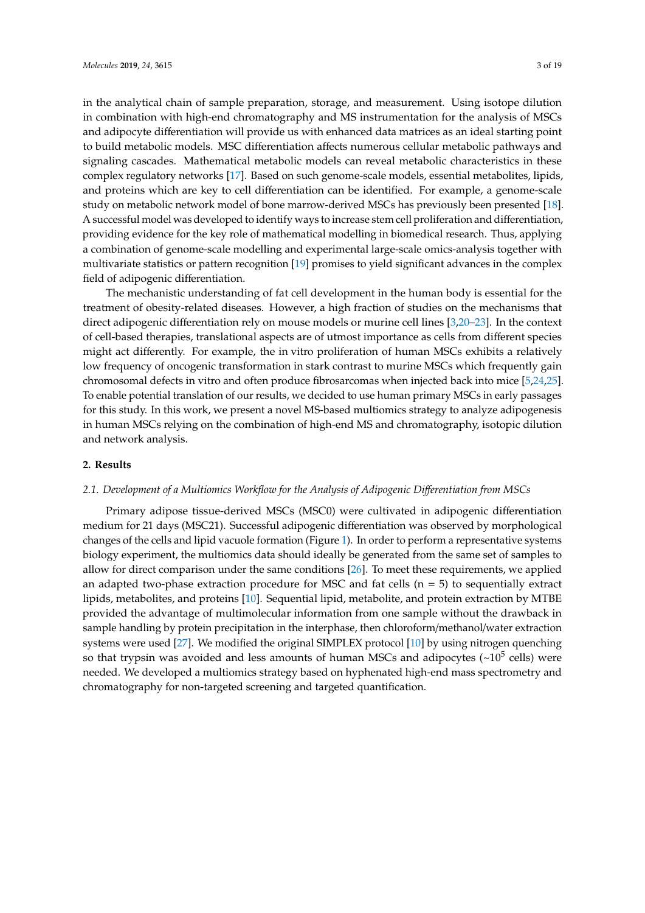in the analytical chain of sample preparation, storage, and measurement. Using isotope dilution in combination with high-end chromatography and MS instrumentation for the analysis of MSCs and adipocyte differentiation will provide us with enhanced data matrices as an ideal starting point to build metabolic models. MSC differentiation affects numerous cellular metabolic pathways and signaling cascades. Mathematical metabolic models can reveal metabolic characteristics in these complex regulatory networks [17]. Based on such genome-scale models, essential metabolites, lipids, and proteins which are key to cell differentiation can be identified. For example, a genome-scale study on metabolic network model of bone marrow-derived MSCs has previously been presented [18]. A successful model was developed to identify ways to increase stem cell proliferation and differentiation, providing evidence for the key role of mathematical modelling in biomedical research. Thus, applying a combination of genome-scale modelling and experimental large-scale omics-analysis together with multivariate statistics or pattern recognition [19] promises to yield significant advances in the complex field of adipogenic differentiation.

The mechanistic understanding of fat cell development in the human body is essential for the treatment of obesity-related diseases. However, a high fraction of studies on the mechanisms that direct adipogenic differentiation rely on mouse models or murine cell lines [3,20–23]. In the context of cell-based therapies, translational aspects are of utmost importance as cells from different species might act differently. For example, the in vitro proliferation of human MSCs exhibits a relatively low frequency of oncogenic transformation in stark contrast to murine MSCs which frequently gain chromosomal defects in vitro and often produce fibrosarcomas when injected back into mice [5,24,25]. To enable potential translation of our results, we decided to use human primary MSCs in early passages for this study. In this work, we present a novel MS-based multiomics strategy to analyze adipogenesis in human MSCs relying on the combination of high-end MS and chromatography, isotopic dilution and network analysis.

## 2. Results

### 2.1. Development of a Multiomics Workflow for the Analysis of Adipogenic Differentiation from MSCs

Primary adipose tissue-derived MSCs (MSC0) were cultivated in adipogenic differentiation medium for 21 days (MSC21). Successful adipogenic differentiation was observed by morphological changes of the cells and lipid vacuole formation (Figure 1). In order to perform a representative systems biology experiment, the multiomics data should ideally be generated from the same set of samples to allow for direct comparison under the same conditions [26]. To meet these requirements, we applied an adapted two-phase extraction procedure for MSC and fat cells ($n = 5$) to sequentially extract lipids, metabolites, and proteins [10]. Sequential lipid, metabolite, and protein extraction by MTBE provided the advantage of multimolecular information from one sample without the drawback in sample handling by protein precipitation in the interphase, then chloroform/methanol/water extraction systems were used [27]. We modified the original SIMPLEX protocol [10] by using nitrogen quenching so that trypsin was avoided and less amounts of human MSCs and adipocytes (~$10^5$ cells) were needed. We developed a multiomics strategy based on hyphenated high-end mass spectrometry and chromatography for non-targeted screening and targeted quantification.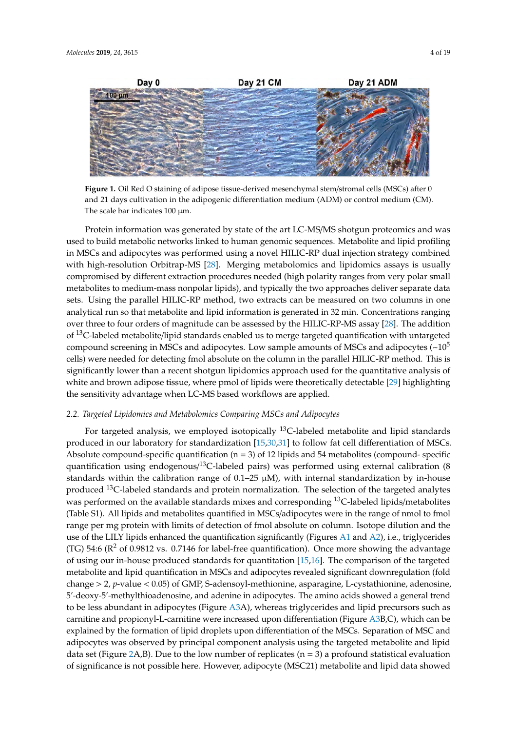**Figure 1.** Oil Red O staining of adipose tissue-derived mesenchymal stem/stromal cells (MSCs) after 0 and 21 days cultivation in the adipogenic differentiation medium (ADM) or control medium (CM). The scale bar indicates 100 µm.

Protein information was generated by state of the art LC-MS/MS shotgun proteomics and was used to build metabolic networks linked to human genomic sequences. Metabolite and lipid profiling in MSCs and adipocytes was performed using a novel HILIC-RP dual injection strategy combined with high-resolution Orbitrap-MS [28]. Merging metabolomics and lipidomics assays is usually compromised by different extraction procedures needed (high polarity ranges from very polar small metabolites to medium-mass nonpolar lipids), and typically the two approaches deliver separate data sets. Using the parallel HILIC-RP method, two extracts can be measured on two columns in one analytical run so that metabolite and lipid information is generated in 32 min. Concentrations ranging over three to four orders of magnitude can be assessed by the HILIC-RP-MS assay [28]. The addition of $^{13}$C-labeled metabolite/lipid standards enabled us to merge targeted quantification with untargeted compound screening in MSCs and adipocytes. Low sample amounts of MSCs and adipocytes (~$10^5$ cells) were needed for detecting fmol absolute on the column in the parallel HILIC-RP method. This is significantly lower than a recent shotgun lipidomics approach used for the quantitative analysis of white and brown adipose tissue, where pmol of lipids were theoretically detectable [29] highlighting the sensitivity advantage when LC-MS based workflows are applied.

### *2.2. Targeted Lipidomics and Metabolomics Comparing MSCs and Adipocytes*

For targeted analysis, we employed isotopically $^{13}$C-labeled metabolite and lipid standards produced in our laboratory for standardization [15,30,31] to follow fat cell differentiation of MSCs. Absolute compound-specific quantification (n = 3) of 12 lipids and 54 metabolites (compound- specific quantification using endogenous/$^{13}$C-labeled pairs) was performed using external calibration (8 standards within the calibration range of 0.1–25 µM), with internal standardization by in-house produced $^{13}$C-labeled standards and protein normalization. The selection of the targeted analytes was performed on the available standards mixes and corresponding $^{13}$C-labeled lipids/metabolites (Table S1). All lipids and metabolites quantified in MSCs/adipocytes were in the range of nmol to fmol range per mg protein with limits of detection of fmol absolute on column. Isotope dilution and the use of the LILY lipids enhanced the quantification significantly (Figures A1 and A2), i.e., triglycerides (TG) 54:6 ($R^2$ of 0.9812 vs. 0.7146 for label-free quantification). Once more showing the advantage of using our in-house produced standards for quantitation [15,16]. The comparison of the targeted metabolite and lipid quantification in MSCs and adipocytes revealed significant downregulation (fold change > 2, *p*-value < 0.05) of GMP, S-adensoyl-methionine, asparagine, L-cystathionine, adenosine, 5′-deoxy-5′-methylthioadenosine, and adenine in adipocytes. The amino acids showed a general trend to be less abundant in adipocytes (Figure A3A), whereas triglycerides and lipid precursors such as carnitine and propionyl-L-carnitine were increased upon differentiation (Figure A3B,C), which can be explained by the formation of lipid droplets upon differentiation of the MSCs. Separation of MSC and adipocytes was observed by principal component analysis using the targeted metabolite and lipid data set (Figure 2A,B). Due to the low number of replicates (n = 3) a profound statistical evaluation of significance is not possible here. However, adipocyte (MSC21) metabolite and lipid data showed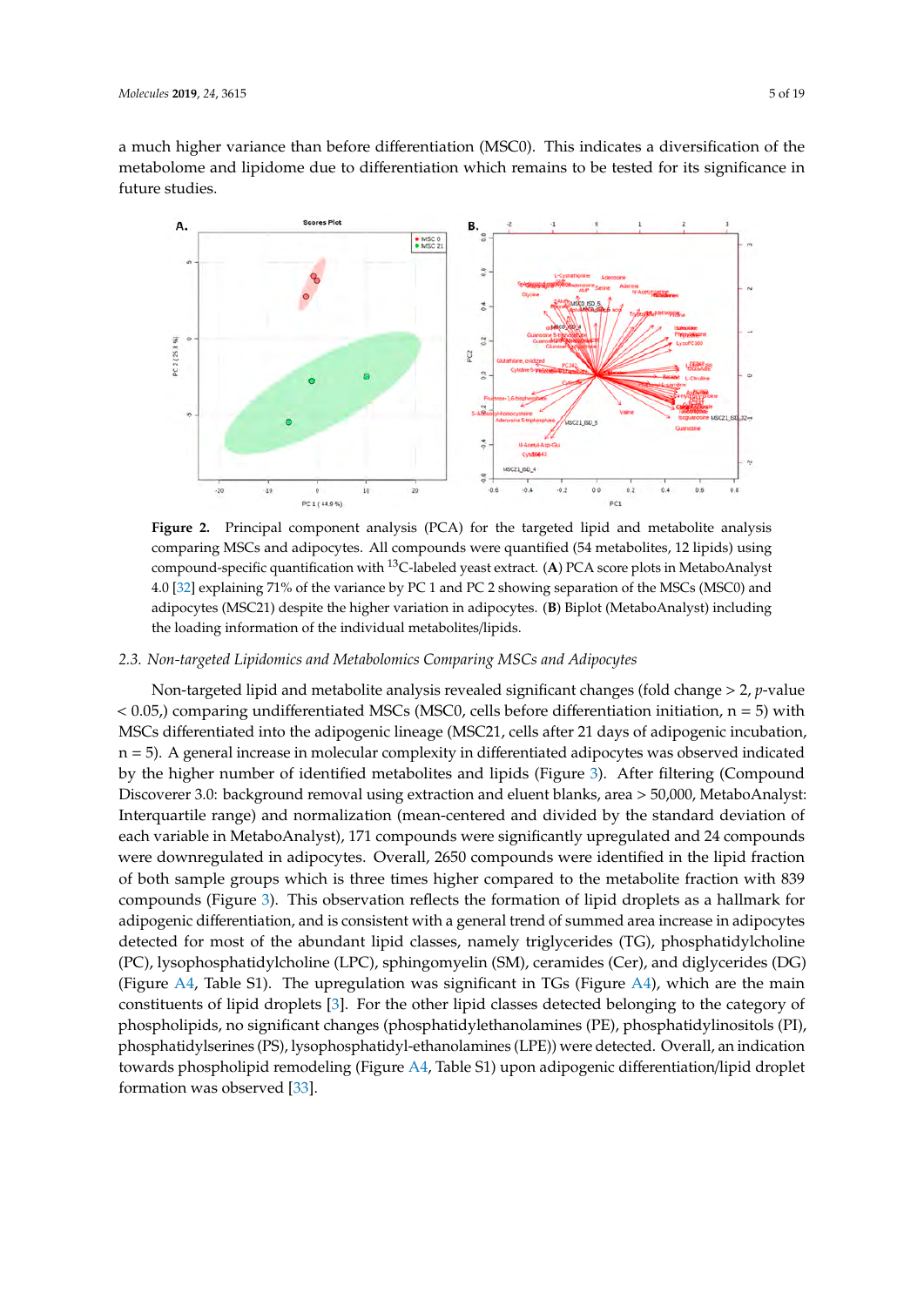a much higher variance than before differentiation (MSC0). This indicates a diversification of the metabolome and lipidome due to differentiation which remains to be tested for its significance in future studies.

**Figure 2.** Principal component analysis (PCA) for the targeted lipid and metabolite analysis comparing MSCs and adipocytes. All compounds were quantified (54 metabolites, 12 lipids) using compound-specific quantification with $^{13}C$-labeled yeast extract. (**A**) PCA score plots in MetaboAnalyst 4.0 [32] explaining 71% of the variance by PC 1 and PC 2 showing separation of the MSCs (MSC0) and adipocytes (MSC21) despite the higher variation in adipocytes. (**B**) Biplot (MetaboAnalyst) including the loading information of the individual metabolites/lipids.

### 2.3. Non-Targeted Lipidomics and Metabolomics Comparing MSCs and Adipocytes

Non-targeted lipid and metabolite analysis revealed significant changes (fold change > 2, $p$-value < 0.05,) comparing undifferentiated MSCs (MSC0, cells before differentiation initiation, n = 5) with MSCs differentiated into the adipogenic lineage (MSC21, cells after 21 days of adipogenic incubation, n = 5). A general increase in molecular complexity in differentiated adipocytes was observed indicated by the higher number of identified metabolites and lipids (Figure 3). After filtering (Compound Discoverer 3.0: background removal using extraction and eluent blanks, area > 50,000, MetaboAnalyst: Interquartile range) and normalization (mean-centered and divided by the standard deviation of each variable in MetaboAnalyst), 171 compounds were significantly upregulated and 24 compounds were downregulated in adipocytes. Overall, 2650 compounds were identified in the lipid fraction of both sample groups which is three times higher compared to the metabolite fraction with 839 compounds (Figure 3). This observation reflects the formation of lipid droplets as a hallmark for adipogenic differentiation, and is consistent with a general trend of summed area increase in adipocytes detected for most of the abundant lipid classes, namely triglycerides (TG), phosphatidylcholine (PC), lysophosphatidylcholine (LPC), sphingomyelin (SM), ceramides (Cer), and diglycerides (DG) (Figure A4, Table S1). The upregulation was significant in TGs (Figure A4), which are the main constituents of lipid droplets [3]. For the other lipid classes detected belonging to the category of phospholipids, no significant changes (phosphatidylethanolamines (PE), phosphatidylinositols (PI), phosphatidylserines (PS), lysophosphatidyl-ethanolamines (LPE)) were detected. Overall, an indication towards phospholipid remodeling (Figure A4, Table S1) upon adipogenic differentiation/lipid droplet formation was observed [33].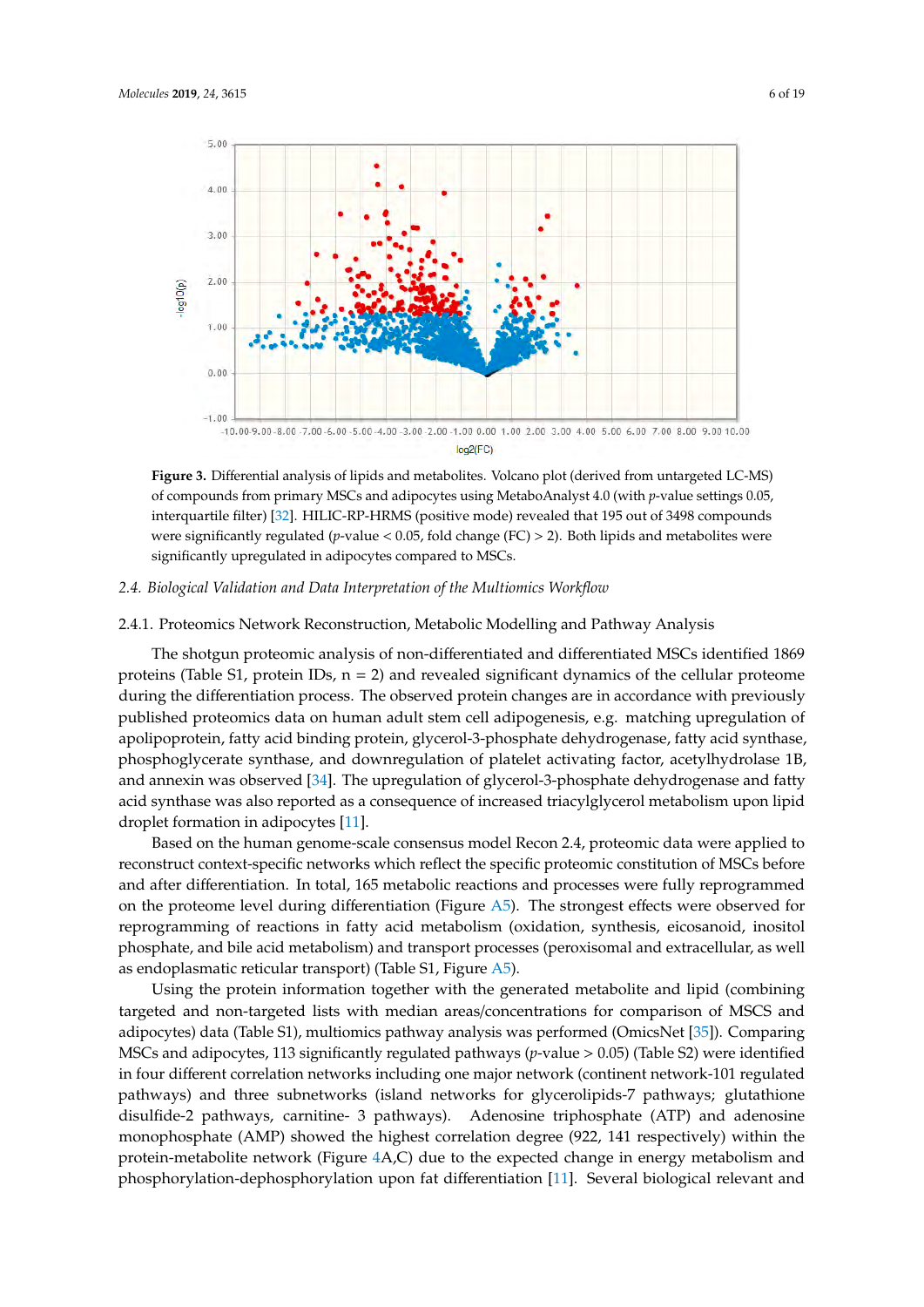**Figure 3.** Differential analysis of lipids and metabolites. Volcano plot (derived from untargeted LC-MS) of compounds from primary MSCs and adipocytes using MetaboAnalyst 4.0 (with $p$-value settings 0.05, interquartile filter) [32]. HILIC-RP-HRMS (positive mode) revealed that 195 out of 3498 compounds were significantly regulated ($p$-value < 0.05, fold change (FC) > 2). Both lipids and metabolites were significantly upregulated in adipocytes compared to MSCs.

### 2.4. Biological Validation and Data Interpretation of the Multiomics Workflow

#### 2.4.1. Proteomics Network Reconstruction, Metabolic Modelling and Pathway Analysis

The shotgun proteomic analysis of non-differentiated and differentiated MSCs identified 1869 proteins (Table S1, protein IDs, n = 2) and revealed significant dynamics of the cellular proteome during the differentiation process. The observed protein changes are in accordance with previously published proteomics data on human adult stem cell adipogenesis, e.g., matching upregulation of apolipoprotein, fatty acid binding protein, glycerol-3-phosphate dehydrogenase, fatty acid synthase, phosphoglycerate synthase, and downregulation of platelet activating factor, acetylhydrolase 1B, and annexin was observed [34]. The upregulation of glycerol-3-phosphate dehydrogenase and fatty acid synthase was also reported as a consequence of increased triacylglycerol metabolism upon lipid droplet formation in adipocytes [11].

Based on the human genome-scale consensus model Recon 2.4, proteomic data were applied to reconstruct context-specific networks which reflect the specific proteomic constitution of MSCs before and after differentiation. In total, 165 metabolic reactions and processes were fully reprogrammed on the proteome level during differentiation (Figure A5). The strongest effects were observed for reprogramming of reactions in fatty acid metabolism (oxidation, synthesis, eicosanoid, inositol phosphate, and bile acid metabolism) and transport processes (peroxisomal and extracellular, as well as endoplasmatic reticular transport) (Table S1, Figure A5).

Using the protein information together with the generated metabolite and lipid (combining targeted and non-targeted lists with median areas/concentrations for comparison of MSCS and adipocytes) data (Table S1), multiomics pathway analysis was performed (OmicsNet [35]). Comparing MSCs and adipocytes, 113 significantly regulated pathways ($p$-value > 0.05) (Table S2) were identified in four different correlation networks including one major network (continent network-101 regulated pathways) and three subnetworks (island networks for glycerolipids-7 pathways; glutathione disulfide-2 pathways, carnitine- 3 pathways). Adenosine triphosphate (ATP) and adenosine monophosphate (AMP) showed the highest correlation degree (922, 141 respectively) within the protein-metabolite network (Figure 4A,C) due to the expected change in energy metabolism and phosphorylation-dephosphorylation upon fat differentiation [11]. Several biological relevant and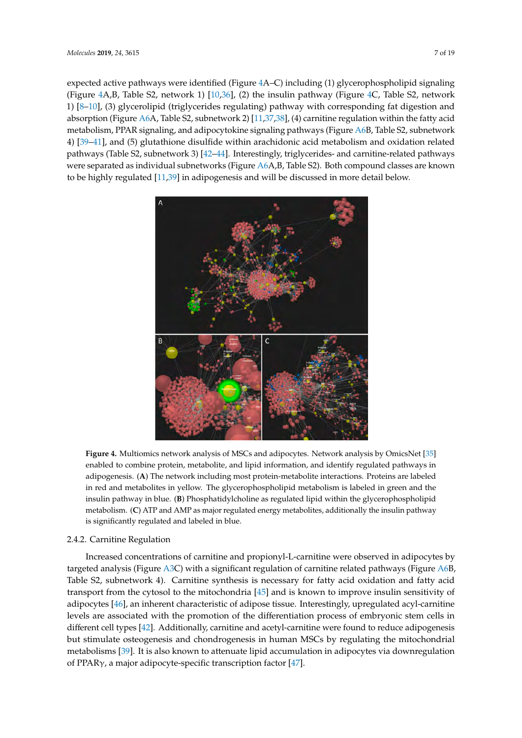expected active pathways were identified (Figure 4A–C) including (1) glycerophospholipid signaling (Figure 4A,B, Table S2, network 1) [10,36], (2) the insulin pathway (Figure 4C, Table S2, network 1) [8–10], (3) glycerolipid (triglycerides regulating) pathway with corresponding fat digestion and absorption (Figure A6A, Table S2, subnetwork 2) [11,37,38], (4) carnitine regulation within the fatty acid metabolism, PPAR signaling, and adipocytokine signaling pathways (Figure A6B, Table S2, subnetwork 4) [39–41], and (5) glutathione disulfide within arachidonic acid metabolism and oxidation related pathways (Table S2, subnetwork 3) [42–44]. Interestingly, triglycerides- and carnitine-related pathways were separated as individual subnetworks (Figure A6A,B, Table S2). Both compound classes are known to be highly regulated [11,39] in adipogenesis and will be discussed in more detail below.

**Figure 4.** Multiomics network analysis of MSCs and adipocytes. Network analysis by OmicsNet [35] enabled to combine protein, metabolite, and lipid information, and identify regulated pathways in adipogenesis. (**A**) The network including most protein-metabolite interactions. Proteins are labeled in red and metabolites in yellow. The glycerophospholipid metabolism is labeled in green and the insulin pathway in blue. (**B**) Phosphatidylcholine as regulated lipid within the glycerophospholipid metabolism. (**C**) ATP and AMP as major regulated energy metabolites, additionally the insulin pathway is significantly regulated and labeled in blue.

### 2.4.2. Carnitine Regulation

Increased concentrations of carnitine and propionyl-L-carnitine were observed in adipocytes by targeted analysis (Figure A3C) with a significant regulation of carnitine related pathways (Figure A6B, Table S2, subnetwork 4). Carnitine synthesis is necessary for fatty acid oxidation and fatty acid transport from the cytosol to the mitochondria [45] and is known to improve insulin sensitivity of adipocytes [46], an inherent characteristic of adipose tissue. Interestingly, upregulated acyl-carnitine levels are associated with the promotion of the differentiation process of embryonic stem cells in different cell types [42]. Additionally, carnitine and acetyl-carnitine were found to reduce adipogenesis but stimulate osteogenesis and chondrogenesis in human MSCs by regulating the mitochondrial metabolisms [39]. It is also known to attenuate lipid accumulation in adipocytes via downregulation of PPAR$\gamma$, a major adipocyte-specific transcription factor [47].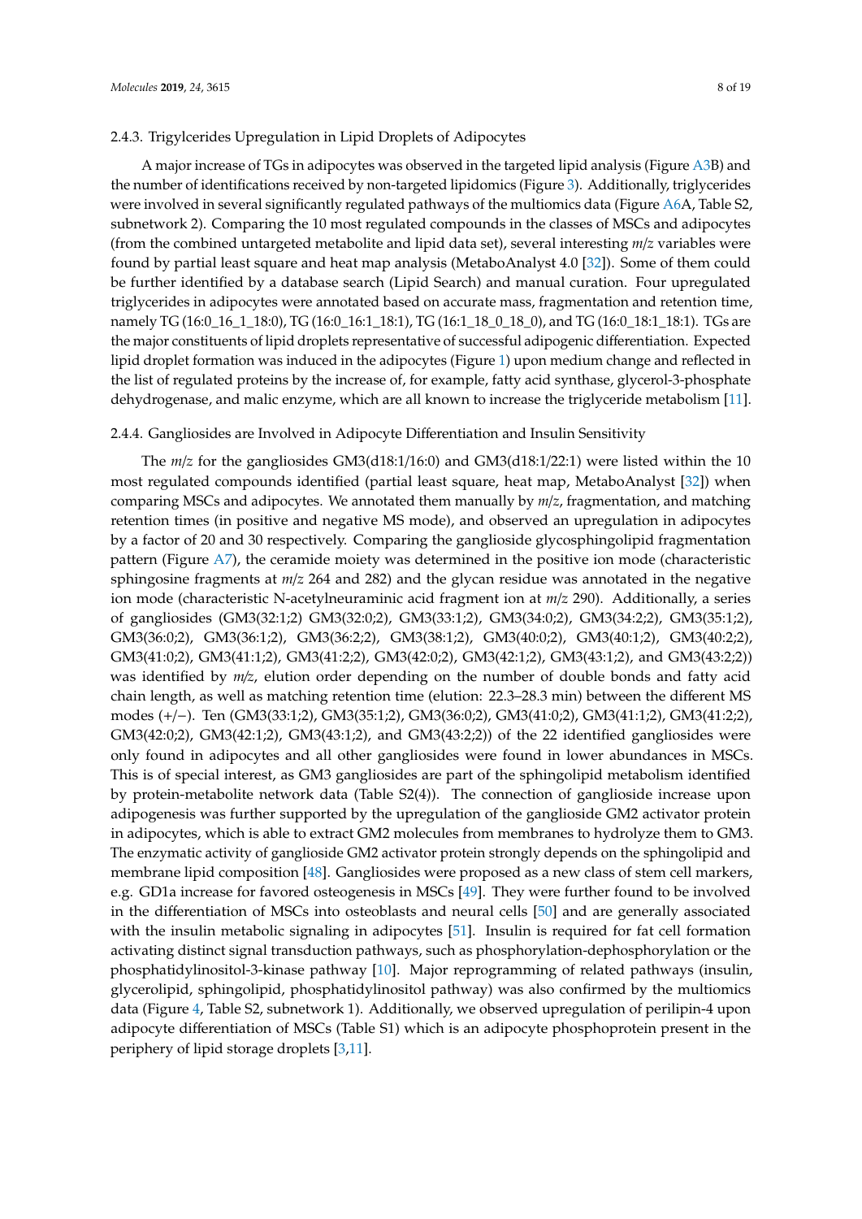### 2.4.3. Trigylcerides Upregulation in Lipid Droplets of Adipocytes

A major increase of TGs in adipocytes was observed in the targeted lipid analysis (Figure A3B) and the number of identifications received by non-targeted lipidomics (Figure 3). Additionally, triglycerides were involved in several significantly regulated pathways of the multiomics data (Figure A6A, Table S2, subnetwork 2). Comparing the 10 most regulated compounds in the classes of MSCs and adipocytes (from the combined untargeted metabolite and lipid data set), several interesting *m*/*z* variables were found by partial least square and heat map analysis (MetaboAnalyst 4.0 [32]). Some of them could be further identified by a database search (Lipid Search) and manual curation. Four upregulated triglycerides in adipocytes were annotated based on accurate mass, fragmentation and retention time, namely TG (16:0_16_1_18:0), TG (16:0_16:1_18:1), TG (16:1_18_0_18_0), and TG (16:0_18:1_18:1). TGs are the major constituents of lipid droplets representative of successful adipogenic differentiation. Expected lipid droplet formation was induced in the adipocytes (Figure 1) upon medium change and reflected in the list of regulated proteins by the increase of, for example, fatty acid synthase, glycerol-3-phosphate dehydrogenase, and malic enzyme, which are all known to increase the triglyceride metabolism [11].

### 2.4.4. Gangliosides are Involved in Adipocyte Differentiation and Insulin Sensitivity

The *m*/*z* for the gangliosides GM3(d18:1/16:0) and GM3(d18:1/22:1) were listed within the 10 most regulated compounds identified (partial least square, heat map, MetaboAnalyst [32]) when comparing MSCs and adipocytes. We annotated them manually by *m*/*z*, fragmentation, and matching retention times (in positive and negative MS mode), and observed an upregulation in adipocytes by a factor of 20 and 30 respectively. Comparing the ganglioside glycosphingolipid fragmentation pattern (Figure A7), the ceramide moiety was determined in the positive ion mode (characteristic sphingosine fragments at *m*/*z* 264 and 282) and the glycan residue was annotated in the negative ion mode (characteristic N-acetylneuraminic acid fragment ion at *m*/*z* 290). Additionally, a series of gangliosides (GM3(32:1;2) GM3(32:0;2), GM3(33:1;2), GM3(34:0;2), GM3(34:2;2), GM3(35:1;2), GM3(36:0;2), GM3(36:1;2), GM3(36:2;2), GM3(38:1;2), GM3(40:0;2), GM3(40:1;2), GM3(40:2;2), GM3(41:0;2), GM3(41:1;2), GM3(41:2;2), GM3(42:0;2), GM3(42:1;2), GM3(43:1;2), and GM3(43:2;2)) was identified by *m*/*z*, elution order depending on the number of double bonds and fatty acid chain length, as well as matching retention time (elution: 22.3–28.3 min) between the different MS modes (+/−). Ten (GM3(33:1;2), GM3(35:1;2), GM3(36:0;2), GM3(41:0;2), GM3(41:1;2), GM3(41:2;2), GM3(42:0;2), GM3(42:1;2), GM3(43:1;2), and GM3(43:2;2)) of the 22 identified gangliosides were only found in adipocytes and all other gangliosides were found in lower abundances in MSCs. This is of special interest, as GM3 gangliosides are part of the sphingolipid metabolism identified by protein-metabolite network data (Table S2(4)). The connection of ganglioside increase upon adipogenesis was further supported by the upregulation of the ganglioside GM2 activator protein in adipocytes, which is able to extract GM2 molecules from membranes to hydrolyze them to GM3. The enzymatic activity of ganglioside GM2 activator protein strongly depends on the sphingolipid and membrane lipid composition [48]. Gangliosides were proposed as a new class of stem cell markers, e.g. GD1a increase for favored osteogenesis in MSCs [49]. They were further found to be involved in the differentiation of MSCs into osteoblasts and neural cells [50] and are generally associated with the insulin metabolic signaling in adipocytes [51]. Insulin is required for fat cell formation activating distinct signal transduction pathways, such as phosphorylation-dephosphorylation or the phosphatidylinositol-3-kinase pathway [10]. Major reprogramming of related pathways (insulin, glycerolipid, sphingolipid, phosphatidylinositol pathway) was also confirmed by the multiomics data (Figure 4, Table S2, subnetwork 1). Additionally, we observed upregulation of perilipin-4 upon adipocyte differentiation of MSCs (Table S1) which is an adipocyte phosphoprotein present in the periphery of lipid storage droplets [3,11].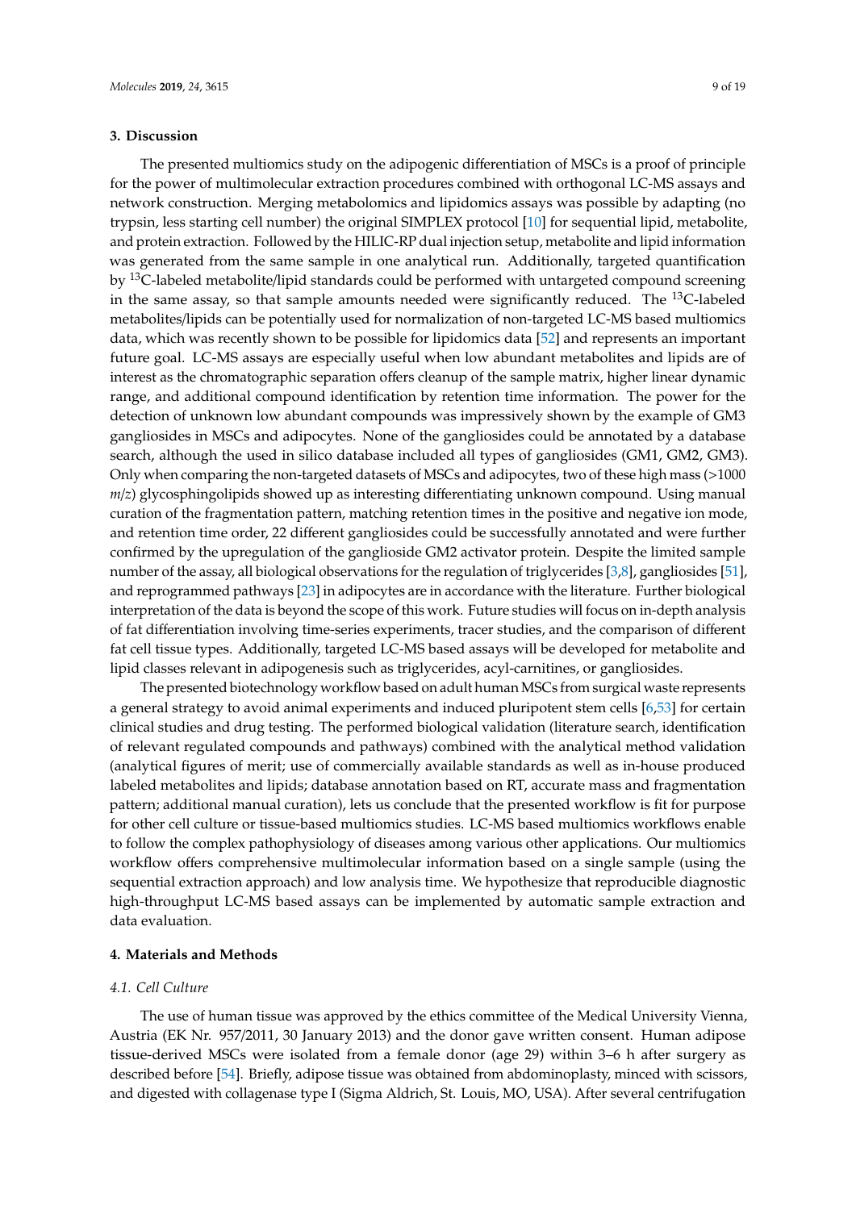## 3. Discussion

The presented multiomics study on the adipogenic differentiation of MSCs is a proof of principle for the power of multimolecular extraction procedures combined with orthogonal LC-MS assays and network construction. Merging metabolomics and lipidomics assays was possible by adapting (no trypsin, less starting cell number) the original SIMPLEX protocol [10] for sequential lipid, metabolite, and protein extraction. Followed by the HILIC-RP dual injection setup, metabolite and lipid information was generated from the same sample in one analytical run. Additionally, targeted quantification by $^{13}$C-labeled metabolite/lipid standards could be performed with untargeted compound screening in the same assay, so that sample amounts needed were significantly reduced. The $^{13}$C-labeled metabolites/lipids can be potentially used for normalization of non-targeted LC-MS based multiomics data, which was recently shown to be possible for lipidomics data [52] and represents an important future goal. LC-MS assays are especially useful when low abundant metabolites and lipids are of interest as the chromatographic separation offers cleanup of the sample matrix, higher linear dynamic range, and additional compound identification by retention time information. The power for the detection of unknown low abundant compounds was impressively shown by the example of GM3 gangliosides in MSCs and adipocytes. None of the gangliosides could be annotated by a database search, although the used in silico database included all types of gangliosides (GM1, GM2, GM3). Only when comparing the non-targeted datasets of MSCs and adipocytes, two of these high mass (>1000 *m*/*z*) glycosphingolipids showed up as interesting differentiating unknown compound. Using manual curation of the fragmentation pattern, matching retention times in the positive and negative ion mode, and retention time order, 22 different gangliosides could be successfully annotated and were further confirmed by the upregulation of the ganglioside GM2 activator protein. Despite the limited sample number of the assay, all biological observations for the regulation of triglycerides [3,8], gangliosides [51], and reprogrammed pathways [23] in adipocytes are in accordance with the literature. Further biological interpretation of the data is beyond the scope of this work. Future studies will focus on in-depth analysis of fat differentiation involving time-series experiments, tracer studies, and the comparison of different fat cell tissue types. Additionally, targeted LC-MS based assays will be developed for metabolite and lipid classes relevant in adipogenesis such as triglycerides, acyl-carnitines, or gangliosides.

The presented biotechnology workflow based on adult human MSCs from surgical waste represents a general strategy to avoid animal experiments and induced pluripotent stem cells [6,53] for certain clinical studies and drug testing. The performed biological validation (literature search, identification of relevant regulated compounds and pathways) combined with the analytical method validation (analytical figures of merit; use of commercially available standards as well as in-house produced labeled metabolites and lipids; database annotation based on RT, accurate mass and fragmentation pattern; additional manual curation), lets us conclude that the presented workflow is fit for purpose for other cell culture or tissue-based multiomics studies. LC-MS based multiomics workflows enable to follow the complex pathophysiology of diseases among various other applications. Our multiomics workflow offers comprehensive multimolecular information based on a single sample (using the sequential extraction approach) and low analysis time. We hypothesize that reproducible diagnostic high-throughput LC-MS based assays can be implemented by automatic sample extraction and data evaluation.

## 4. Materials and Methods

### 4.1. Cell Culture

The use of human tissue was approved by the ethics committee of the Medical University Vienna, Austria (EK Nr. 957/2011, 30 January 2013) and the donor gave written consent. Human adipose tissue-derived MSCs were isolated from a female donor (age 29) within 3–6 h after surgery as described before [54]. Briefly, adipose tissue was obtained from abdominoplasty, minced with scissors, and digested with collagenase type I (Sigma Aldrich, St. Louis, MO, USA). After several centrifugation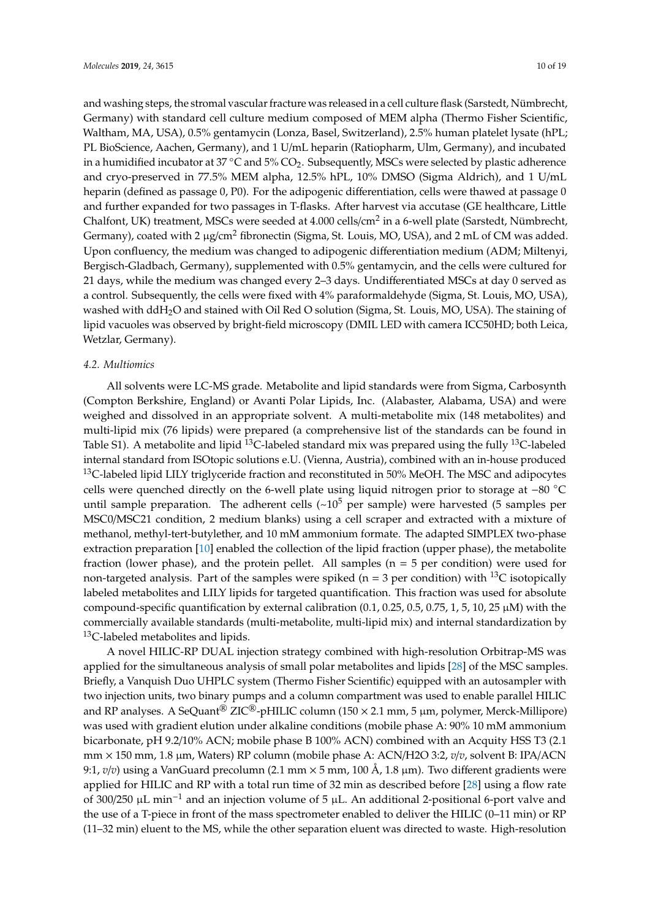and washing steps, the stromal vascular fracture was released in a cell culture flask (Sarstedt, Nümbrecht, Germany) with standard cell culture medium composed of MEM alpha (Thermo Fisher Scientific, Waltham, MA, USA), 0.5% gentamycin (Lonza, Basel, Switzerland), 2.5% human platelet lysate (hPL; PL BioScience, Aachen, Germany), and 1 U/mL heparin (Ratiopharm, Ulm, Germany), and incubated in a humidified incubator at 37 °C and 5% $CO_2$. Subsequently, MSCs were selected by plastic adherence and cryo-preserved in 77.5% MEM alpha, 12.5% hPL, 10% DMSO (Sigma Aldrich), and 1 U/mL heparin (defined as passage 0, P0). For the adipogenic differentiation, cells were thawed at passage 0 and further expanded for two passages in T-flasks. After harvest via accutase (GE healthcare, Little Chalfont, UK) treatment, MSCs were seeded at 4.000 cells/cm$^2$ in a 6-well plate (Sarstedt, Nümbrecht, Germany), coated with 2 µg/cm$^2$ fibronectin (Sigma, St. Louis, MO, USA), and 2 mL of CM was added. Upon confluency, the medium was changed to adipogenic differentiation medium (ADM; Miltenyi, Bergisch-Gladbach, Germany), supplemented with 0.5% gentamycin, and the cells were cultured for 21 days, while the medium was changed every 2–3 days. Undifferentiated MSCs at day 0 served as a control. Subsequently, the cells were fixed with 4% paraformaldehyde (Sigma, St. Louis, MO, USA), washed with dd$H_2O$ and stained with Oil Red O solution (Sigma, St. Louis, MO, USA). The staining of lipid vacuoles was observed by bright-field microscopy (DMIL LED with camera ICC50HD; both Leica, Wetzlar, Germany).

### *4.2. Multiomics*

All solvents were LC-MS grade. Metabolite and lipid standards were from Sigma, Carbosynth (Compton Berkshire, England) or Avanti Polar Lipids, Inc. (Alabaster, Alabama, USA) and were weighed and dissolved in an appropriate solvent. A multi-metabolite mix (148 metabolites) and multi-lipid mix (76 lipids) were prepared (a comprehensive list of the standards can be found in Table S1). A metabolite and lipid $^{13}C$-labeled standard mix was prepared using the fully $^{13}C$-labeled internal standard from ISOtopic solutions e.U. (Vienna, Austria), combined with an in-house produced $^{13}C$-labeled lipid LILY triglyceride fraction and reconstituted in 50% MeOH. The MSC and adipocytes cells were quenched directly on the 6-well plate using liquid nitrogen prior to storage at −80 °C until sample preparation. The adherent cells (~$10^5$ per sample) were harvested (5 samples per MSC0/MSC21 condition, 2 medium blanks) using a cell scraper and extracted with a mixture of methanol, methyl-tert-butylether, and 10 mM ammonium formate. The adapted SIMPLEX two-phase extraction preparation [10] enabled the collection of the lipid fraction (upper phase), the metabolite fraction (lower phase), and the protein pellet. All samples (n = 5 per condition) were used for non-targeted analysis. Part of the samples were spiked (n = 3 per condition) with $^{13}C$ isotopically labeled metabolites and LILY lipids for targeted quantification. This fraction was used for absolute compound-specific quantification by external calibration (0.1, 0.25, 0.5, 0.75, 1, 5, 10, 25 µM) with the commercially available standards (multi-metabolite, multi-lipid mix) and internal standardization by $^{13}C$-labeled metabolites and lipids.

A novel HILIC-RP DUAL injection strategy combined with high-resolution Orbitrap-MS was applied for the simultaneous analysis of small polar metabolites and lipids [28] of the MSC samples. Briefly, a Vanquish Duo UHPLC system (Thermo Fisher Scientific) equipped with an autosampler with two injection units, two binary pumps and a column compartment was used to enable parallel HILIC and RP analyses. A SeQuant® ZIC®-pHILIC column (150 × 2.1 mm, 5 µm, polymer, Merck-Millipore) was used with gradient elution under alkaline conditions (mobile phase A: 90% 10 mM ammonium bicarbonate, pH 9.2/10% ACN; mobile phase B 100% ACN) combined with an Acquity HSS T3 (2.1 mm × 150 mm, 1.8 µm, Waters) RP column (mobile phase A: ACN/H2O 3:2, *v*/*v*, solvent B: IPA/ACN 9:1, *v*/*v*) using a VanGuard precolumn (2.1 mm × 5 mm, 100 Å, 1.8 µm). Two different gradients were applied for HILIC and RP with a total run time of 32 min as described before [28] using a flow rate of 300/250 µL min$^{-1}$ and an injection volume of 5 µL. An additional 2-positional 6-port valve and the use of a T-piece in front of the mass spectrometer enabled to deliver the HILIC (0–11 min) or RP (11–32 min) eluent to the MS, while the other separation eluent was directed to waste. High-resolution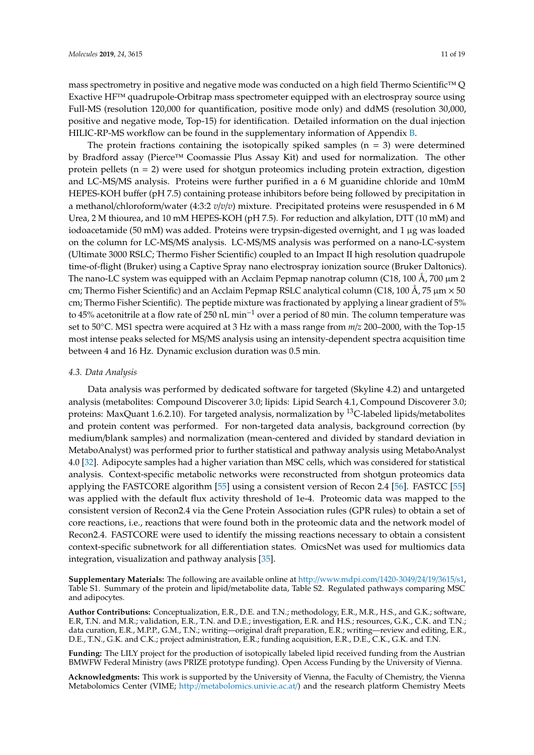mass spectrometry in positive and negative mode was conducted on a high field Thermo Scientific™ Q Exactive HF™ quadrupole-Orbitrap mass spectrometer equipped with an electrospray source using Full-MS (resolution 120,000 for quantification, positive mode only) and ddMS (resolution 30,000, positive and negative mode, Top-15) for identification. Detailed information on the dual injection HILIC-RP-MS workflow can be found in the supplementary information of Appendix B.

The protein fractions containing the isotopically spiked samples (n = 3) were determined by Bradford assay (Pierce™ Coomassie Plus Assay Kit) and used for normalization. The other protein pellets (n = 2) were used for shotgun proteomics including protein extraction, digestion and LC-MS/MS analysis. Proteins were further purified in a 6 M guanidine chloride and 10mM HEPES-KOH buffer (pH 7.5) containing protease inhibitors before being followed by precipitation in a methanol/chloroform/water (4:3:2 *v*/*v*/*v*) mixture. Precipitated proteins were resuspended in 6 M Urea, 2 M thiourea, and 10 mM HEPES-KOH (pH 7.5). For reduction and alkylation, DTT (10 mM) and iodoacetamide (50 mM) was added. Proteins were trypsin-digested overnight, and 1 µg was loaded on the column for LC-MS/MS analysis. LC-MS/MS analysis was performed on a nano-LC-system (Ultimate 3000 RSLC; Thermo Fisher Scientific) coupled to an Impact II high resolution quadrupole time-of-flight (Bruker) using a Captive Spray nano electrospray ionization source (Bruker Daltonics). The nano-LC system was equipped with an Acclaim Pepmap nanotrap column (C18, 100 Å, 700 µm 2 cm; Thermo Fisher Scientific) and an Acclaim Pepmap RSLC analytical column (C18, 100 Å, 75 µm × 50 cm; Thermo Fisher Scientific). The peptide mixture was fractionated by applying a linear gradient of 5% to 45% acetonitrile at a flow rate of 250 nL $min^{-1}$ over a period of 80 min. The column temperature was set to 50°C. MS1 spectra were acquired at 3 Hz with a mass range from *m*/*z* 200–2000, with the Top-15 most intense peaks selected for MS/MS analysis using an intensity-dependent spectra acquisition time between 4 and 16 Hz. Dynamic exclusion duration was 0.5 min.

### 4.3. Data Analysis

Data analysis was performed by dedicated software for targeted (Skyline 4.2) and untargeted analysis (metabolites: Compound Discoverer 3.0; lipids: Lipid Search 4.1, Compound Discoverer 3.0; proteins: MaxQuant 1.6.2.10). For targeted analysis, normalization by $^{13}$C-labeled lipids/metabolites and protein content was performed. For non-targeted data analysis, background correction (by medium/blank samples) and normalization (mean-centered and divided by standard deviation in MetaboAnalyst) was performed prior to further statistical and pathway analysis using MetaboAnalyst 4.0 [32]. Adipocyte samples had a higher variation than MSC cells, which was considered for statistical analysis. Context-specific metabolic networks were reconstructed from shotgun proteomics data applying the FASTCORE algorithm [55] using a consistent version of Recon 2.4 [56]. FASTCC [55] was applied with the default flux activity threshold of 1e-4. Proteomic data was mapped to the consistent version of Recon2.4 via the Gene Protein Association rules (GPR rules) to obtain a set of core reactions, i.e., reactions that were found both in the proteomic data and the network model of Recon2.4. FASTCORE were used to identify the missing reactions necessary to obtain a consistent context-specific subnetwork for all differentiation states. OmicsNet was used for multiomics data integration, visualization and pathway analysis [35].

**Supplementary Materials:** The following are available online at http://www.mdpi.com/1420-3049/24/19/3615/s1, Table S1. Summary of the protein and lipid/metabolite data, Table S2. Regulated pathways comparing MSC and adipocytes.

**Author Contributions:** Conceptualization, E.R., D.E. and T.N.; methodology, E.R., M.R., H.S., and G.K.; software, E.R, T.N. and M.R.; validation, E.R., T.N. and D.E.; investigation, E.R. and H.S.; resources, G.K., C.K. and T.N.; data curation, E.R., M.P.P., G.M., T.N.; writing—original draft preparation, E.R.; writing—review and editing, E.R., D.E., T.N., G.K. and C.K.; project administration, E.R.; funding acquisition, E.R., D.E., C.K., G.K. and T.N.

**Funding:** The LILY project for the production of isotopically labeled lipid received funding from the Austrian BMWFW Federal Ministry (aws PRIZE prototype funding). Open Access Funding by the University of Vienna.

**Acknowledgments:** This work is supported by the University of Vienna, the Faculty of Chemistry, the Vienna Metabolomics Center (VIME; http://metabolomics.univie.ac.at/) and the research platform Chemistry Meets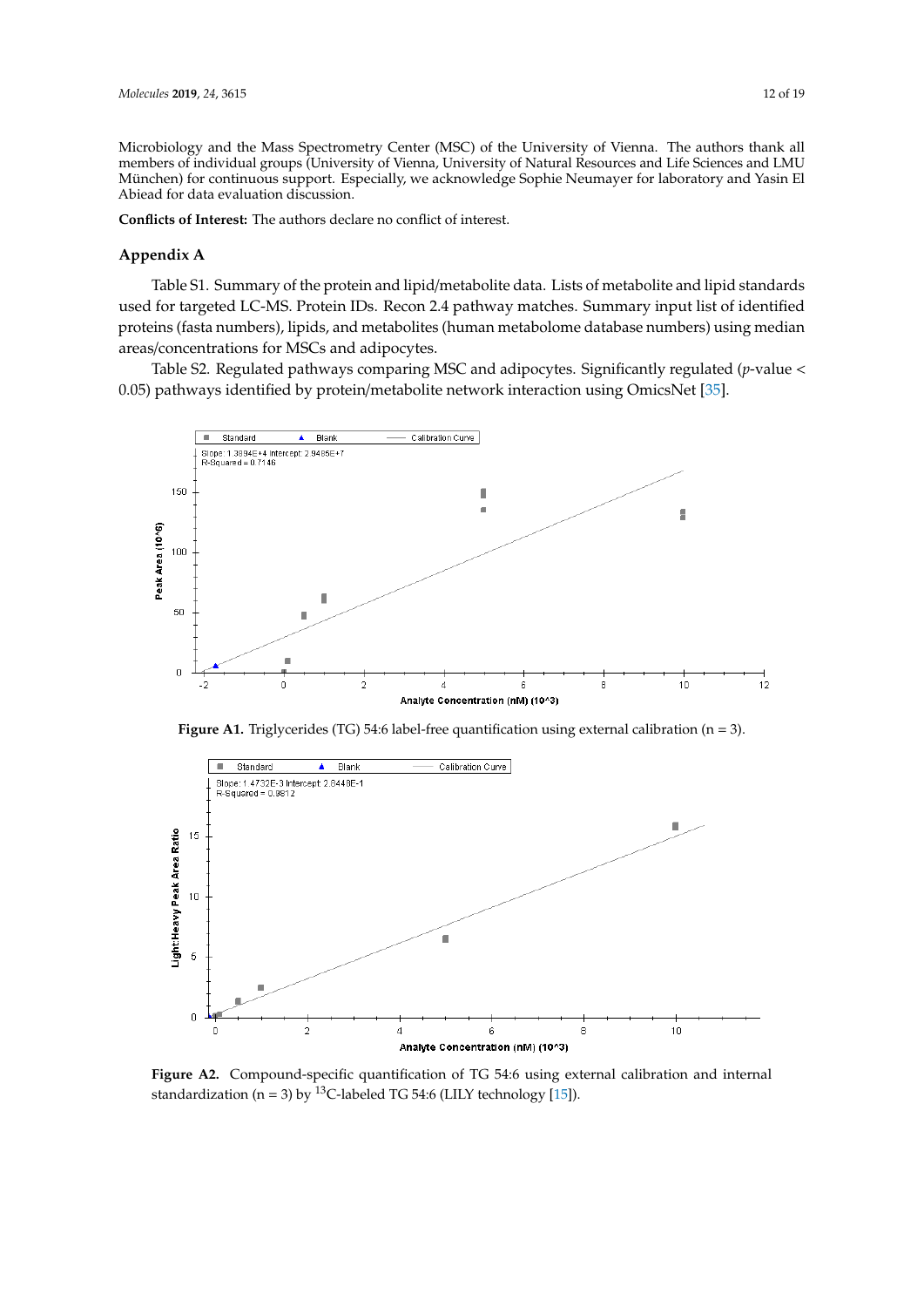Microbiology and the Mass Spectrometry Center (MSC) of the University of Vienna. The authors thank all members of individual groups (University of Vienna, University of Natural Resources and Life Sciences and LMU München) for continuous support. Especially, we acknowledge Sophie Neumayer for laboratory and Yasin El Abiead for data evaluation discussion.

**Conflicts of Interest:** The authors declare no conflict of interest.

## Appendix A

Table S1. Summary of the protein and lipid/metabolite data. Lists of metabolite and lipid standards used for targeted LC-MS. Protein IDs. Recon 2.4 pathway matches. Summary input list of identified proteins (fasta numbers), lipids, and metabolites (human metabolome database numbers) using median areas/concentrations for MSCs and adipocytes.

Table S2. Regulated pathways comparing MSC and adipocytes. Significantly regulated ($p$-value $<$ 0.05) pathways identified by protein/metabolite network interaction using OmicsNet [35].

**Figure A1.** Triglycerides (TG) 54:6 label-free quantification using external calibration (n = 3).

**Figure A2.** Compound-specific quantification of TG 54:6 using external calibration and internal standardization (n = 3) by $^{13}$C-labeled TG 54:6 (LILY technology [15]).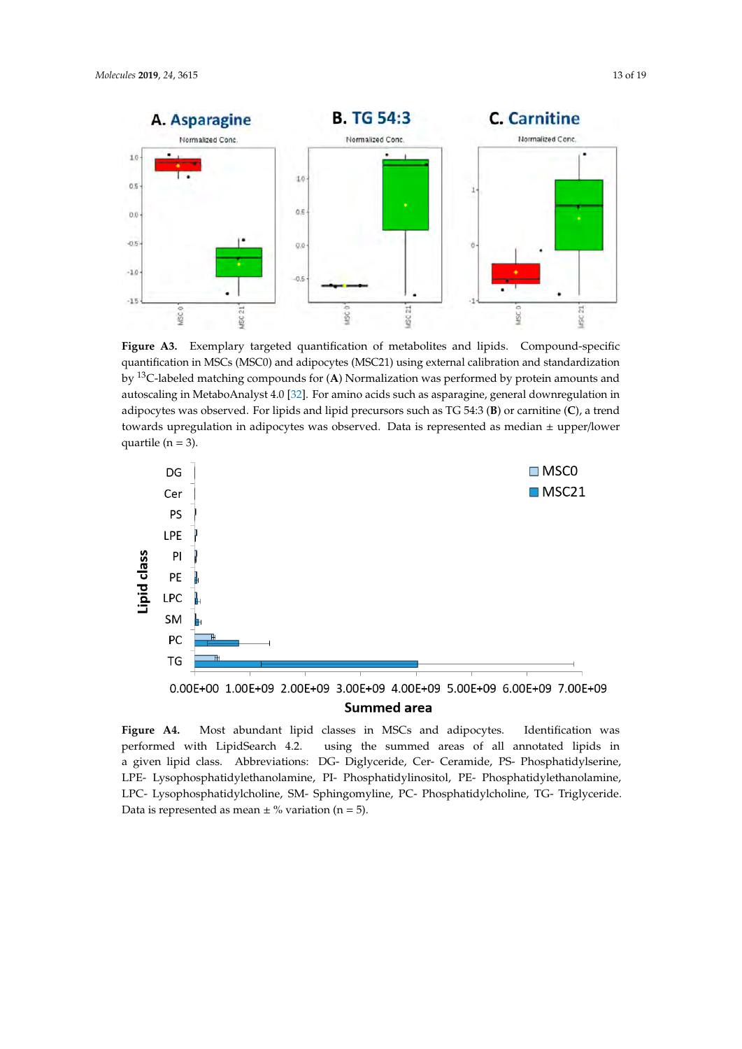**Figure A3.** Exemplary targeted quantification of metabolites and lipids. Compound-specific quantification in MSCs (MSC0) and adipocytes (MSC21) using external calibration and standardization by $^{13}$C-labeled matching compounds for (**A**) Normalization was performed by protein amounts and autoscaling in MetaboAnalyst 4.0 [32]. For amino acids such as asparagine, general downregulation in adipocytes was observed. For lipids and lipid precursors such as TG 54:3 (**B**) or carnitine (**C**), a trend towards upregulation in adipocytes was observed. Data is represented as median ± upper/lower quartile (n = 3).

**Figure A4.** Most abundant lipid classes in MSCs and adipocytes. Identification was performed with LipidSearch 4.2. using the summed areas of all annotated lipids in a given lipid class. Abbreviations: DG- Diglyceride, Cer- Ceramide, PS- Phosphatidylserine, LPE- Lysophosphatidylethanolamine, PI- Phosphatidylinositol, PE- Phosphatidylethanolamine, LPC- Lysophosphatidylcholine, SM- Sphingomyline, PC- Phosphatidylcholine, TG- Triglyceride. Data is represented as mean ± % variation (n = 5).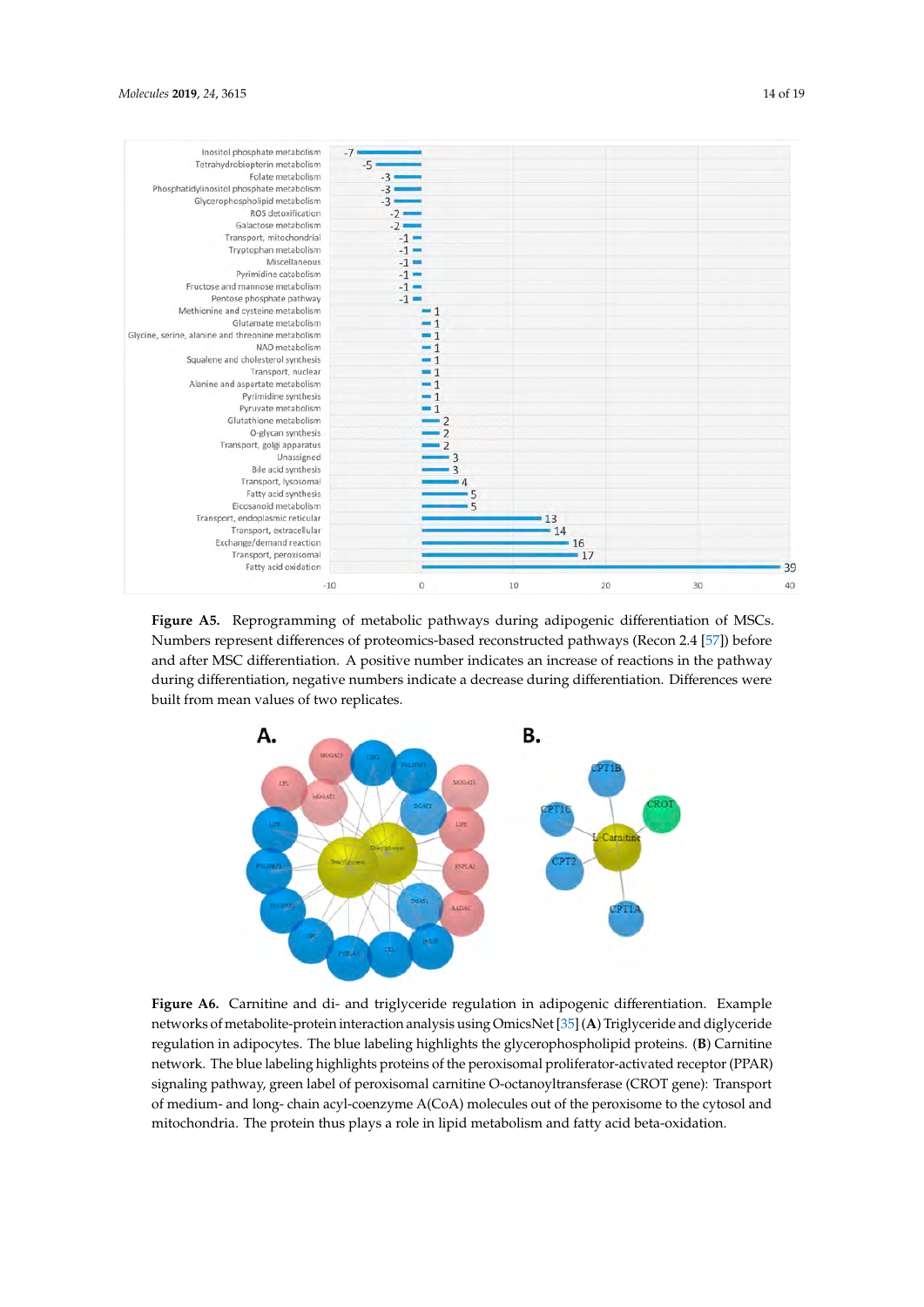**Figure A5.** Reprogramming of metabolic pathways during adipogenic differentiation of MSCs. Numbers represent differences of proteomics-based reconstructed pathways (Recon 2.4 [57]) before and after MSC differentiation. A positive number indicates an increase of reactions in the pathway during differentiation, negative numbers indicate a decrease during differentiation. Differences were built from mean values of two replicates.

**Figure A6.** Carnitine and di- and triglyceride regulation in adipogenic differentiation. Example networks of metabolite-protein interaction analysis using OmicsNet [35] (**A**) Triglyceride and diglyceride regulation in adipocytes. The blue labeling highlights the glycerophospholipid proteins. (**B**) Carnitine network. The blue labeling highlights proteins of the peroxisomal proliferator-activated receptor (PPAR) signaling pathway, green label of peroxisomal carnitine O-octanoyltransferase (CROT gene): Transport of medium- and long- chain acyl-coenzyme A(CoA) molecules out of the peroxisome to the cytosol and mitochondria. The protein thus plays a role in lipid metabolism and fatty acid beta-oxidation.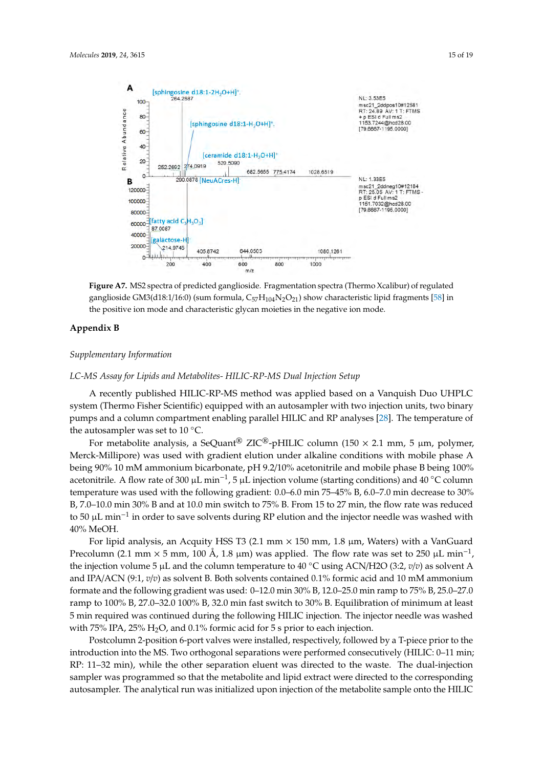**Figure A7.** MS2 spectra of predicted ganglioside. Fragmentation spectra (Thermo Xcalibur) of regulated ganglioside GM3(d18:1/16:0) (sum formula, $C_{57}H_{104}N_2O_{21}$) show characteristic lipid fragments [58] in the positive ion mode and characteristic glycan moieties in the negative ion mode.

## Appendix B

*Supplementary Information*

*LC-MS Assay for Lipids and Metabolites- HILIC-RP-MS Dual Injection Setup*

A recently published HILIC-RP-MS method was applied based on a Vanquish Duo UHPLC system (Thermo Fisher Scientific) equipped with an autosampler with two injection units, two binary pumps and a column compartment enabling parallel HILIC and RP analyses [28]. The temperature of the autosampler was set to 10 °C.

For metabolite analysis, a SeQuant® ZIC®-pHILIC column (150 × 2.1 mm, 5 µm, polymer, Merck-Millipore) was used with gradient elution under alkaline conditions with mobile phase A being 90% 10 mM ammonium bicarbonate, pH 9.2/10% acetonitrile and mobile phase B being 100% acetonitrile. A flow rate of 300 µL min$^{-1}$, 5 µL injection volume (starting conditions) and 40 °C column temperature was used with the following gradient: 0.0–6.0 min 75–45% B, 6.0–7.0 min decrease to 30% B, 7.0–10.0 min 30% B and at 10.0 min switch to 75% B. From 15 to 27 min, the flow rate was reduced to 50 µL min$^{-1}$ in order to save solvents during RP elution and the injector needle was washed with 40% MeOH.

For lipid analysis, an Acquity HSS T3 (2.1 mm × 150 mm, 1.8 µm, Waters) with a VanGuard Precolumn (2.1 mm × 5 mm, 100 Å, 1.8 µm) was applied. The flow rate was set to 250 µL min$^{-1}$, the injection volume 5 µL and the column temperature to 40 °C using ACN/H2O (3:2, *v*/*v*) as solvent A and IPA/ACN (9:1, *v*/*v*) as solvent B. Both solvents contained 0.1% formic acid and 10 mM ammonium formate and the following gradient was used: 0–12.0 min 30% B, 12.0–25.0 min ramp to 75% B, 25.0–27.0 ramp to 100% B, 27.0–32.0 100% B, 32.0 min fast switch to 30% B. Equilibration of minimum at least 5 min required was continued during the following HILIC injection. The injector needle was washed with 75% IPA, 25% $H_2O$, and 0.1% formic acid for 5 s prior to each injection.

Postcolumn 2-position 6-port valves were installed, respectively, followed by a T-piece prior to the introduction into the MS. Two orthogonal separations were performed consecutively (HILIC: 0–11 min; RP: 11–32 min), while the other separation eluent was directed to the waste. The dual-injection sampler was programmed so that the metabolite and lipid extract were directed to the corresponding autosampler. The analytical run was initialized upon injection of the metabolite sample onto the HILIC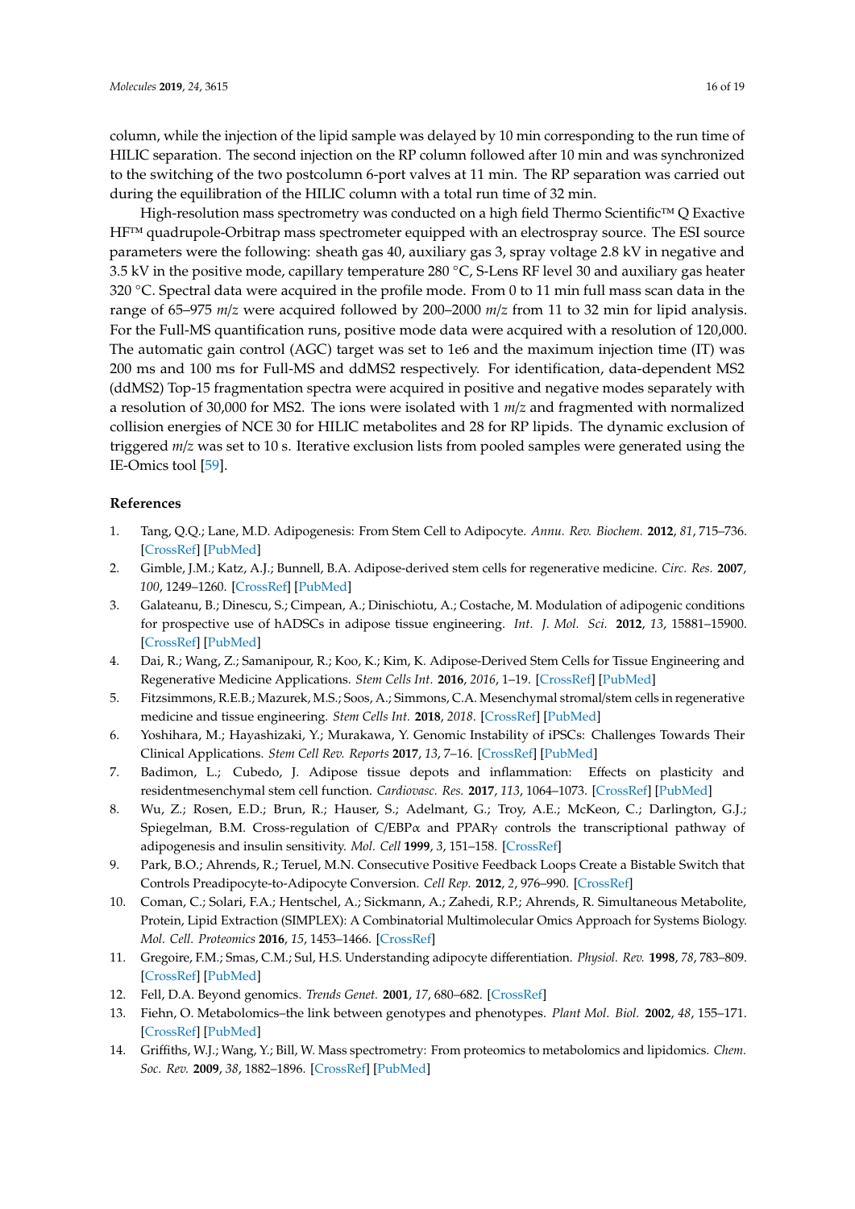column, while the injection of the lipid sample was delayed by 10 min corresponding to the run time of HILIC separation. The second injection on the RP column followed after 10 min and was synchronized to the switching of the two postcolumn 6-port valves at 11 min. The RP separation was carried out during the equilibration of the HILIC column with a total run time of 32 min.

High-resolution mass spectrometry was conducted on a high field Thermo Scientific™ Q Exactive HF™ quadrupole-Orbitrap mass spectrometer equipped with an electrospray source. The ESI source parameters were the following: sheath gas 40, auxiliary gas 3, spray voltage 2.8 kV in negative and 3.5 kV in the positive mode, capillary temperature 280 °C, S-Lens RF level 30 and auxiliary gas heater 320 °C. Spectral data were acquired in the profile mode. From 0 to 11 min full mass scan data in the range of 65–975 *m/z* were acquired followed by 200–2000 *m/z* from 11 to 32 min for lipid analysis. For the Full-MS quantification runs, positive mode data were acquired with a resolution of 120,000. The automatic gain control (AGC) target was set to 1e6 and the maximum injection time (IT) was 200 ms and 100 ms for Full-MS and ddMS2 respectively. For identification, data-dependent MS2 (ddMS2) Top-15 fragmentation spectra were acquired in positive and negative modes separately with a resolution of 30,000 for MS2. The ions were isolated with 1 *m/z* and fragmented with normalized collision energies of NCE 30 for HILIC metabolites and 28 for RP lipids. The dynamic exclusion of triggered *m/z* was set to 10 s. Iterative exclusion lists from pooled samples were generated using the IE-Omics tool [59].

## References

1. Tang, Q.Q.; Lane, M.D. Adipogenesis: From Stem Cell to Adipocyte. *Annu. Rev. Biochem.* **2012**, *81*, 715–736. [CrossRef] [PubMed]
2. Gimble, J.M.; Katz, A.J.; Bunnell, B.A. Adipose-derived stem cells for regenerative medicine. *Circ. Res.* **2007**, *100*, 1249–1260. [CrossRef] [PubMed]
3. Galateanu, B.; Dinescu, S.; Cimpean, A.; Dinischiotu, A.; Costache, M. Modulation of adipogenic conditions for prospective use of hADSCs in adipose tissue engineering. *Int. J. Mol. Sci.* **2012**, *13*, 15881–15900. [CrossRef] [PubMed]
4. Dai, R.; Wang, Z.; Samanipour, R.; Koo, K.; Kim, K. Adipose-Derived Stem Cells for Tissue Engineering and Regenerative Medicine Applications. *Stem Cells Int.* **2016**, *2016*, 1–19. [CrossRef] [PubMed]
5. Fitzsimmons, R.E.B.; Mazurek, M.S.; Soos, A.; Simmons, C.A. Mesenchymal stromal/stem cells in regenerative medicine and tissue engineering. *Stem Cells Int.* **2018**, *2018*. [CrossRef] [PubMed]
6. Yoshihara, M.; Hayashizaki, Y.; Murakawa, Y. Genomic Instability of iPSCs: Challenges Towards Their Clinical Applications. *Stem Cell Rev. Reports* **2017**, *13*, 7–16. [CrossRef] [PubMed]
7. Badimon, L.; Cubedo, J. Adipose tissue depots and inflammation: Effects on plasticity and residentmesenchymal stem cell function. *Cardiovasc. Res.* **2017**, *113*, 1064–1073. [CrossRef] [PubMed]
8. Wu, Z.; Rosen, E.D.; Brun, R.; Hauser, S.; Adelmant, G.; Troy, A.E.; McKeon, C.; Darlington, G.J.; Spiegelman, B.M. Cross-regulation of C/EBPα and PPARγ controls the transcriptional pathway of adipogenesis and insulin sensitivity. *Mol. Cell* **1999**, *3*, 151–158. [CrossRef]
9. Park, B.O.; Ahrends, R.; Teruel, M.N. Consecutive Positive Feedback Loops Create a Bistable Switch that Controls Preadipocyte-to-Adipocyte Conversion. *Cell Rep.* **2012**, *2*, 976–990. [CrossRef]
10. Coman, C.; Solari, F.A.; Hentschel, A.; Sickmann, A.; Zahedi, R.P.; Ahrends, R. Simultaneous Metabolite, Protein, Lipid Extraction (SIMPLEX): A Combinatorial Multimolecular Omics Approach for Systems Biology. *Mol. Cell. Proteomics* **2016**, *15*, 1453–1466. [CrossRef]
11. Gregoire, F.M.; Smas, C.M.; Sul, H.S. Understanding adipocyte differentiation. *Physiol. Rev.* **1998**, *78*, 783–809. [CrossRef] [PubMed]
12. Fell, D.A. Beyond genomics. *Trends Genet.* **2001**, *17*, 680–682. [CrossRef]
13. Fiehn, O. Metabolomics–the link between genotypes and phenotypes. *Plant Mol. Biol.* **2002**, *48*, 155–171. [CrossRef] [PubMed]
14. Griffiths, W.J.; Wang, Y.; Bill, W. Mass spectrometry: From proteomics to metabolomics and lipidomics. *Chem. Soc. Rev.* **2009**, *38*, 1882–1896. [CrossRef] [PubMed]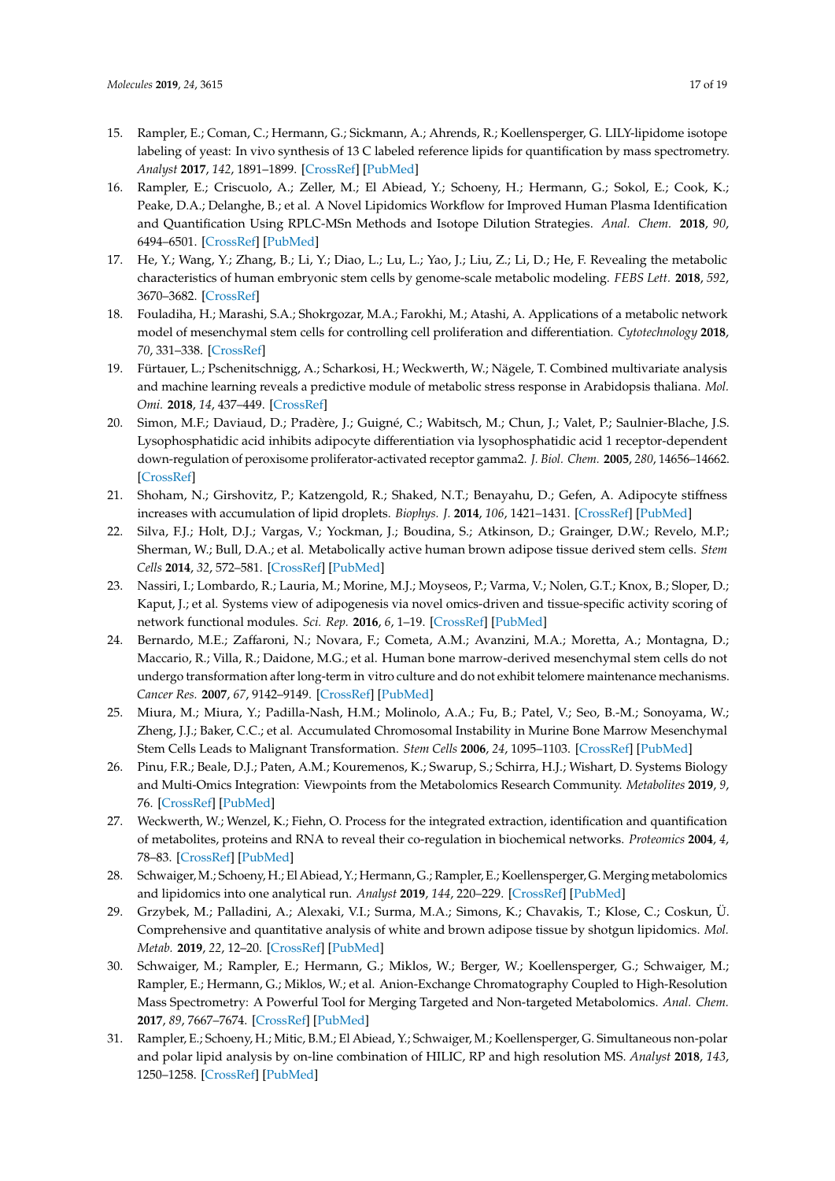15. Rampler, E.; Coman, C.; Hermann, G.; Sickmann, A.; Ahrends, R.; Koellensperger, G. LILY-lipidome isotope labeling of yeast: In vivo synthesis of 13 C labeled reference lipids for quantification by mass spectrometry. *Analyst* **2017**, *142*, 1891–1899. [CrossRef] [PubMed]
16. Rampler, E.; Criscuolo, A.; Zeller, M.; El Abiead, Y.; Schoeny, H.; Hermann, G.; Sokol, E.; Cook, K.; Peake, D.A.; Delanghe, B.; et al. A Novel Lipidomics Workflow for Improved Human Plasma Identification and Quantification Using RPLC-MSn Methods and Isotope Dilution Strategies. *Anal. Chem.* **2018**, *90*, 6494–6501. [CrossRef] [PubMed]
17. He, Y.; Wang, Y.; Zhang, B.; Li, Y.; Diao, L.; Lu, L.; Yao, J.; Liu, Z.; Li, D.; He, F. Revealing the metabolic characteristics of human embryonic stem cells by genome-scale metabolic modeling. *FEBS Lett.* **2018**, *592*, 3670–3682. [CrossRef]
18. Fouladiha, H.; Marashi, S.A.; Shokrgozar, M.A.; Farokhi, M.; Atashi, A. Applications of a metabolic network model of mesenchymal stem cells for controlling cell proliferation and differentiation. *Cytotechnology* **2018**, *70*, 331–338. [CrossRef]
19. Fürtauer, L.; Pschenitschnigg, A.; Scharkosi, H.; Weckwerth, W.; Nägele, T. Combined multivariate analysis and machine learning reveals a predictive module of metabolic stress response in Arabidopsis thaliana. *Mol. Omi.* **2018**, *14*, 437–449. [CrossRef]
20. Simon, M.F.; Daviaud, D.; Pradère, J.; Guigné, C.; Wabitsch, M.; Chun, J.; Valet, P.; Saulnier-Blache, J.S. Lysophosphatidic acid inhibits adipocyte differentiation via lysophosphatidic acid 1 receptor-dependent down-regulation of peroxisome proliferator-activated receptor gamma2. *J. Biol. Chem.* **2005**, *280*, 14656–14662. [CrossRef]
21. Shoham, N.; Girshovitz, P.; Katzengold, R.; Shaked, N.T.; Benayahu, D.; Gefen, A. Adipocyte stiffness increases with accumulation of lipid droplets. *Biophys. J.* **2014**, *106*, 1421–1431. [CrossRef] [PubMed]
22. Silva, F.J.; Holt, D.J.; Vargas, V.; Yockman, J.; Boudina, S.; Atkinson, D.; Grainger, D.W.; Revelo, M.P.; Sherman, W.; Bull, D.A.; et al. Metabolically active human brown adipose tissue derived stem cells. *Stem Cells* **2014**, *32*, 572–581. [CrossRef] [PubMed]
23. Nassiri, I.; Lombardo, R.; Lauria, M.; Morine, M.J.; Moyseos, P.; Varma, V.; Nolen, G.T.; Knox, B.; Sloper, D.; Kaput, J.; et al. Systems view of adipogenesis via novel omics-driven and tissue-specific activity scoring of network functional modules. *Sci. Rep.* **2016**, *6*, 1–19. [CrossRef] [PubMed]
24. Bernardo, M.E.; Zaffaroni, N.; Novara, F.; Cometa, A.M.; Avanzini, M.A.; Moretta, A.; Montagna, D.; Maccario, R.; Villa, R.; Daidone, M.G.; et al. Human bone marrow-derived mesenchymal stem cells do not undergo transformation after long-term in vitro culture and do not exhibit telomere maintenance mechanisms. *Cancer Res.* **2007**, *67*, 9142–9149. [CrossRef] [PubMed]
25. Miura, M.; Miura, Y.; Padilla-Nash, H.M.; Molinolo, A.A.; Fu, B.; Patel, V.; Seo, B.-M.; Sonoyama, W.; Zheng, J.J.; Baker, C.C.; et al. Accumulated Chromosomal Instability in Murine Bone Marrow Mesenchymal Stem Cells Leads to Malignant Transformation. *Stem Cells* **2006**, *24*, 1095–1103. [CrossRef] [PubMed]
26. Pinu, F.R.; Beale, D.J.; Paten, A.M.; Kouremenos, K.; Swarup, S.; Schirra, H.J.; Wishart, D. Systems Biology and Multi-Omics Integration: Viewpoints from the Metabolomics Research Community. *Metabolites* **2019**, *9*, 76. [CrossRef] [PubMed]
27. Weckwerth, W.; Wenzel, K.; Fiehn, O. Process for the integrated extraction, identification and quantification of metabolites, proteins and RNA to reveal their co-regulation in biochemical networks. *Proteomics* **2004**, *4*, 78–83. [CrossRef] [PubMed]
28. Schwaiger, M.; Schoeny, H.; El Abiead, Y.; Hermann, G.; Rampler, E.; Koellensperger, G. Merging metabolomics and lipidomics into one analytical run. *Analyst* **2019**, *144*, 220–229. [CrossRef] [PubMed]
29. Grzybek, M.; Palladini, A.; Alexaki, V.I.; Surma, M.A.; Simons, K.; Chavakis, T.; Klose, C.; Coskun, Ü. Comprehensive and quantitative analysis of white and brown adipose tissue by shotgun lipidomics. *Mol. Metab.* **2019**, *22*, 12–20. [CrossRef] [PubMed]
30. Schwaiger, M.; Rampler, E.; Hermann, G.; Miklos, W.; Berger, W.; Koellensperger, G.; Schwaiger, M.; Rampler, E.; Hermann, G.; Miklos, W.; et al. Anion-Exchange Chromatography Coupled to High-Resolution Mass Spectrometry: A Powerful Tool for Merging Targeted and Non-targeted Metabolomics. *Anal. Chem.* **2017**, *89*, 7667–7674. [CrossRef] [PubMed]
31. Rampler, E.; Schoeny, H.; Mitic, B.M.; El Abiead, Y.; Schwaiger, M.; Koellensperger, G. Simultaneous non-polar and polar lipid analysis by on-line combination of HILIC, RP and high resolution MS. *Analyst* **2018**, *143*, 1250–1258. [CrossRef] [PubMed]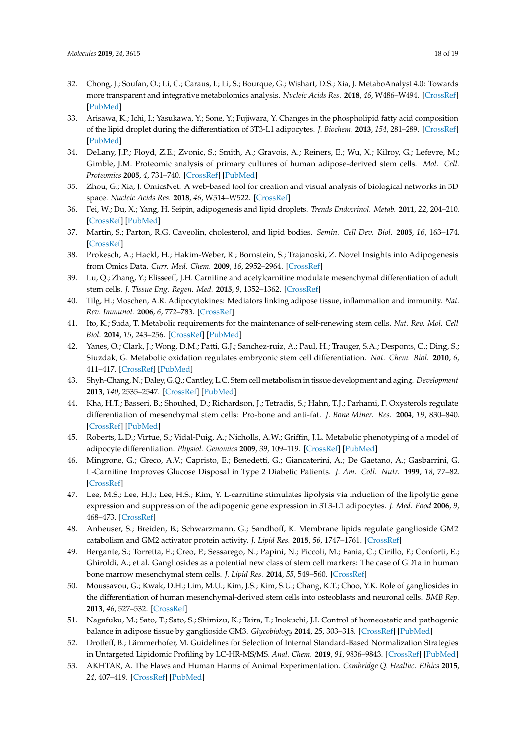32. Chong, J.; Soufan, O.; Li, C.; Caraus, I.; Li, S.; Bourque, G.; Wishart, D.S.; Xia, J. MetaboAnalyst 4.0: Towards more transparent and integrative metabolomics analysis. *Nucleic Acids Res.* **2018**, *46*, W486–W494. [CrossRef] [PubMed]
33. Arisawa, K.; Ichi, I.; Yasukawa, Y.; Sone, Y.; Fujiwara, Y. Changes in the phospholipid fatty acid composition of the lipid droplet during the differentiation of 3T3-L1 adipocytes. *J. Biochem.* **2013**, *154*, 281–289. [CrossRef] [PubMed]
34. DeLany, J.P.; Floyd, Z.E.; Zvonic, S.; Smith, A.; Gravois, A.; Reiners, E.; Wu, X.; Kilroy, G.; Lefevre, M.; Gimble, J.M. Proteomic analysis of primary cultures of human adipose-derived stem cells. *Mol. Cell. Proteomics* **2005**, *4*, 731–740. [CrossRef] [PubMed]
35. Zhou, G.; Xia, J. OmicsNet: A web-based tool for creation and visual analysis of biological networks in 3D space. *Nucleic Acids Res.* **2018**, *46*, W514–W522. [CrossRef]
36. Fei, W.; Du, X.; Yang, H. Seipin, adipogenesis and lipid droplets. *Trends Endocrinol. Metab.* **2011**, *22*, 204–210. [CrossRef] [PubMed]
37. Martin, S.; Parton, R.G. Caveolin, cholesterol, and lipid bodies. *Semin. Cell Dev. Biol.* **2005**, *16*, 163–174. [CrossRef]
38. Prokesch, A.; Hackl, H.; Hakim-Weber, R.; Bornstein, S.; Trajanoski, Z. Novel Insights into Adipogenesis from Omics Data. *Curr. Med. Chem.* **2009**, *16*, 2952–2964. [CrossRef]
39. Lu, Q.; Zhang, Y.; Elisseeff, J.H. Carnitine and acetylcarnitine modulate mesenchymal differentiation of adult stem cells. *J. Tissue Eng. Regen. Med.* **2015**, *9*, 1352–1362. [CrossRef]
40. Tilg, H.; Moschen, A.R. Adipocytokines: Mediators linking adipose tissue, inflammation and immunity. *Nat. Rev. Immunol.* **2006**, *6*, 772–783. [CrossRef]
41. Ito, K.; Suda, T. Metabolic requirements for the maintenance of self-renewing stem cells. *Nat. Rev. Mol. Cell Biol.* **2014**, *15*, 243–256. [CrossRef] [PubMed]
42. Yanes, O.; Clark, J.; Wong, D.M.; Patti, G.J.; Sanchez-ruiz, A.; Paul, H.; Trauger, S.A.; Desponts, C.; Ding, S.; Siuzdak, G. Metabolic oxidation regulates embryonic stem cell differentiation. *Nat. Chem. Biol.* **2010**, *6*, 411–417. [CrossRef] [PubMed]
43. Shyh-Chang, N.; Daley, G.Q.; Cantley, L.C. Stem cell metabolism in tissue development and aging. *Development* **2013**, *140*, 2535–2547. [CrossRef] [PubMed]
44. Kha, H.T.; Basseri, B.; Shouhed, D.; Richardson, J.; Tetradis, S.; Hahn, T.J.; Parhami, F. Oxysterols regulate differentiation of mesenchymal stem cells: Pro-bone and anti-fat. *J. Bone Miner. Res.* **2004**, *19*, 830–840. [CrossRef] [PubMed]
45. Roberts, L.D.; Virtue, S.; Vidal-Puig, A.; Nicholls, A.W.; Griffin, J.L. Metabolic phenotyping of a model of adipocyte differentiation. *Physiol. Genomics* **2009**, *39*, 109–119. [CrossRef] [PubMed]
46. Mingrone, G.; Greco, A.V.; Capristo, E.; Benedetti, G.; Giancaterini, A.; De Gaetano, A.; Gasbarrini, G. L-Carnitine Improves Glucose Disposal in Type 2 Diabetic Patients. *J. Am. Coll. Nutr.* **1999**, *18*, 77–82. [CrossRef]
47. Lee, M.S.; Lee, H.J.; Lee, H.S.; Kim, Y. L-carnitine stimulates lipolysis via induction of the lipolytic gene expression and suppression of the adipogenic gene expression in 3T3-L1 adipocytes. *J. Med. Food* **2006**, *9*, 468–473. [CrossRef]
48. Anheuser, S.; Breiden, B.; Schwarzmann, G.; Sandhoff, K. Membrane lipids regulate ganglioside GM2 catabolism and GM2 activator protein activity. *J. Lipid Res.* **2015**, *56*, 1747–1761. [CrossRef]
49. Bergante, S.; Torretta, E.; Creo, P.; Sessarego, N.; Papini, N.; Piccoli, M.; Fania, C.; Cirillo, F.; Conforti, E.; Ghiroldi, A.; et al. Gangliosides as a potential new class of stem cell markers: The case of GD1a in human bone marrow mesenchymal stem cells. *J. Lipid Res.* **2014**, *55*, 549–560. [CrossRef]
50. Moussavou, G.; Kwak, D.H.; Lim, M.U.; Kim, J.S.; Kim, S.U.; Chang, K.T.; Choo, Y.K. Role of gangliosides in the differentiation of human mesenchymal-derived stem cells into osteoblasts and neuronal cells. *BMB Rep.* **2013**, *46*, 527–532. [CrossRef]
51. Nagafuku, M.; Sato, T.; Sato, S.; Shimizu, K.; Taira, T.; Inokuchi, J.I. Control of homeostatic and pathogenic balance in adipose tissue by ganglioside GM3. *Glycobiology* **2014**, *25*, 303–318. [CrossRef] [PubMed]
52. Drotleff, B.; Lämmerhofer, M. Guidelines for Selection of Internal Standard-Based Normalization Strategies in Untargeted Lipidomic Profiling by LC-HR-MS/MS. *Anal. Chem.* **2019**, *91*, 9836–9843. [CrossRef] [PubMed]
53. AKHTAR, A. The Flaws and Human Harms of Animal Experimentation. *Cambridge Q. Healthc. Ethics* **2015**, *24*, 407–419. [CrossRef] [PubMed]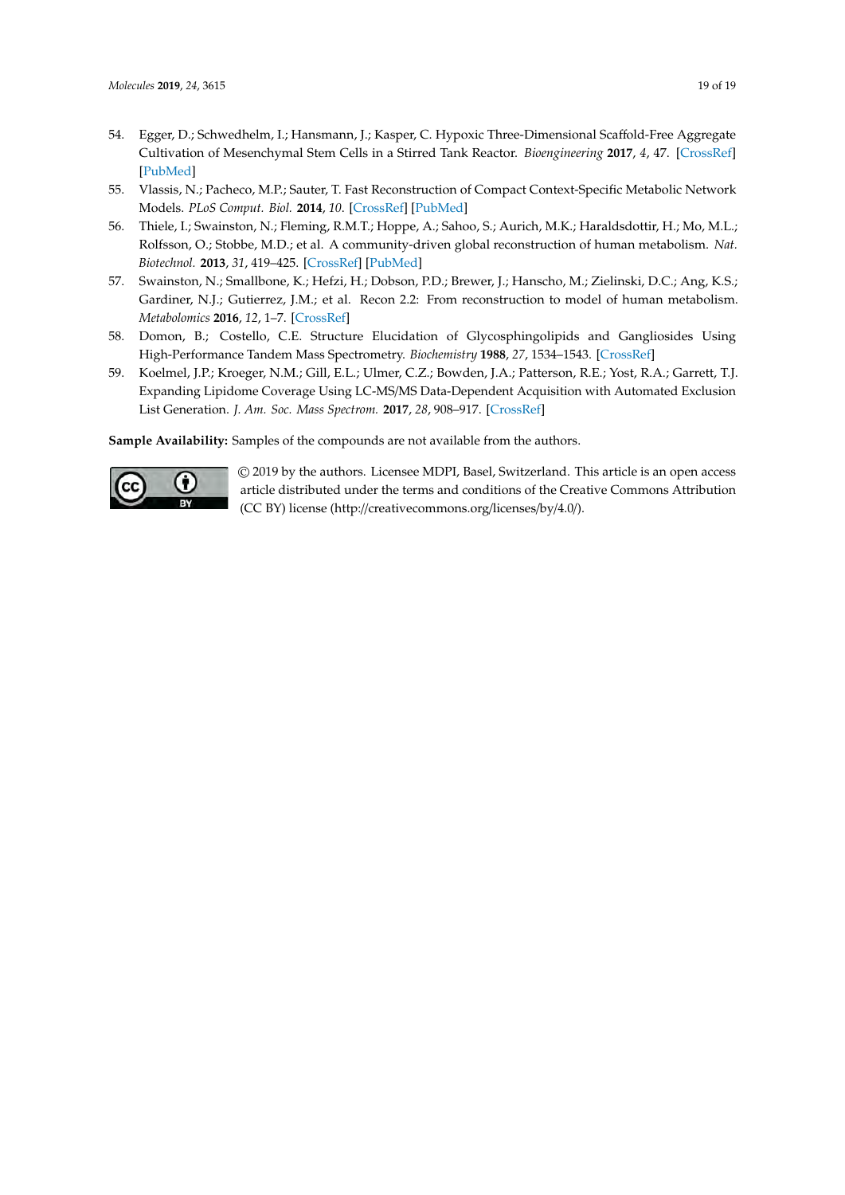54. Egger, D.; Schwedhelm, I.; Hansmann, J.; Kasper, C. Hypoxic Three-Dimensional Scaffold-Free Aggregate Cultivation of Mesenchymal Stem Cells in a Stirred Tank Reactor. *Bioengineering* **2017**, *4*, 47. [CrossRef] [PubMed]
55. Vlassis, N.; Pacheco, M.P.; Sauter, T. Fast Reconstruction of Compact Context-Specific Metabolic Network Models. *PLoS Comput. Biol.* **2014**, *10*. [CrossRef] [PubMed]
56. Thiele, I.; Swainston, N.; Fleming, R.M.T.; Hoppe, A.; Sahoo, S.; Aurich, M.K.; Haraldsdottir, H.; Mo, M.L.; Rolfsson, O.; Stobbe, M.D.; et al. A community-driven global reconstruction of human metabolism. *Nat. Biotechnol.* **2013**, *31*, 419–425. [CrossRef] [PubMed]
57. Swainston, N.; Smallbone, K.; Hefzi, H.; Dobson, P.D.; Brewer, J.; Hanscho, M.; Zielinski, D.C.; Ang, K.S.; Gardiner, N.J.; Gutierrez, J.M.; et al. Recon 2.2: From reconstruction to model of human metabolism. *Metabolomics* **2016**, *12*, 1–7. [CrossRef]
58. Domon, B.; Costello, C.E. Structure Elucidation of Glycosphingolipids and Gangliosides Using High-Performance Tandem Mass Spectrometry. *Biochemistry* **1988**, *27*, 1534–1543. [CrossRef]
59. Koelmel, J.P.; Kroeger, N.M.; Gill, E.L.; Ulmer, C.Z.; Bowden, J.A.; Patterson, R.E.; Yost, R.A.; Garrett, T.J. Expanding Lipidome Coverage Using LC-MS/MS Data-Dependent Acquisition with Automated Exclusion List Generation. *J. Am. Soc. Mass Spectrom.* **2017**, *28*, 908–917. [CrossRef]

**Sample Availability:** Samples of the compounds are not available from the authors.

© 2019 by the authors. Licensee MDPI, Basel, Switzerland. This article is an open access article distributed under the terms and conditions of the Creative Commons Attribution (CC BY) license (http://creativecommons.org/licenses/by/4.0/).